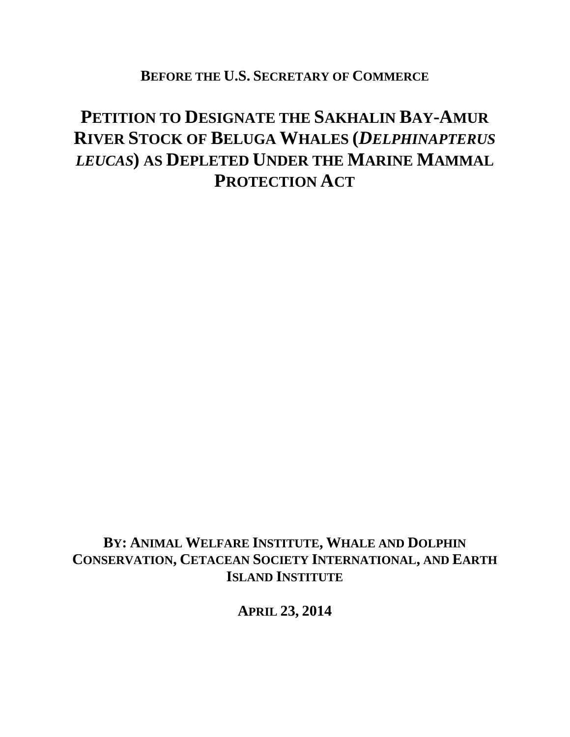**BEFORE THE U.S. SECRETARY OF COMMERCE**

# PETITION TO DESIGNATE THE SAKHALIN BAY-AMUR RIVER STOCK OF BELUGA WHALES (*DELPHINAPTERUS LEUCAS*) AS DEPLETED UNDER THE MARINE MAMMAL PROTECTION ACT

**BY: ANIMAL WELFARE INSTITUTE, WHALE AND DOLPHIN CONSERVATION, CETACEAN SOCIETY INTERNATIONAL, AND EARTH ISLAND INSTITUTE**

**APRIL 23, 2014**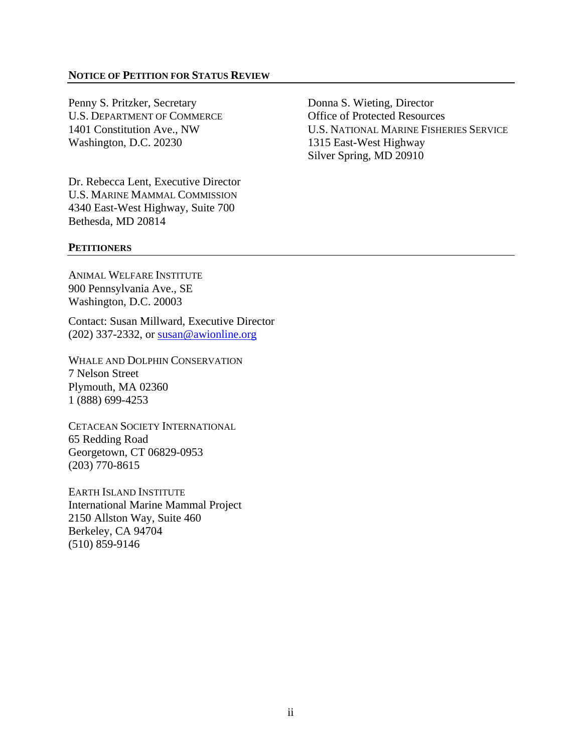**NOTICE OF PETITION FOR STATUS REVIEW**

Penny S. Pritzker, Secretary
U.S. DEPARTMENT OF COMMERCE
1401 Constitution Ave., NW
Washington, D.C. 20230

Donna S. Wieting, Director
Office of Protected Resources
U.S. NATIONAL MARINE FISHERIES SERVICE
1315 East-West Highway
Silver Spring, MD 20910

Dr. Rebecca Lent, Executive Director
U.S. MARINE MAMMAL COMMISSION
4340 East-West Highway, Suite 700
Bethesda, MD 20814

**PETITIONERS**

ANIMAL WELFARE INSTITUTE
900 Pennsylvania Ave., SE
Washington, D.C. 20003

Contact: Susan Millward, Executive Director
(202) 337-2332, or susan@awionline.org

WHALE AND DOLPHIN CONSERVATION
7 Nelson Street
Plymouth, MA 02360
1 (888) 699-4253

CETACEAN SOCIETY INTERNATIONAL
65 Redding Road
Georgetown, CT 06829-0953
(203) 770-8615

EARTH ISLAND INSTITUTE
International Marine Mammal Project
2150 Allston Way, Suite 460
Berkeley, CA 94704
(510) 859-9146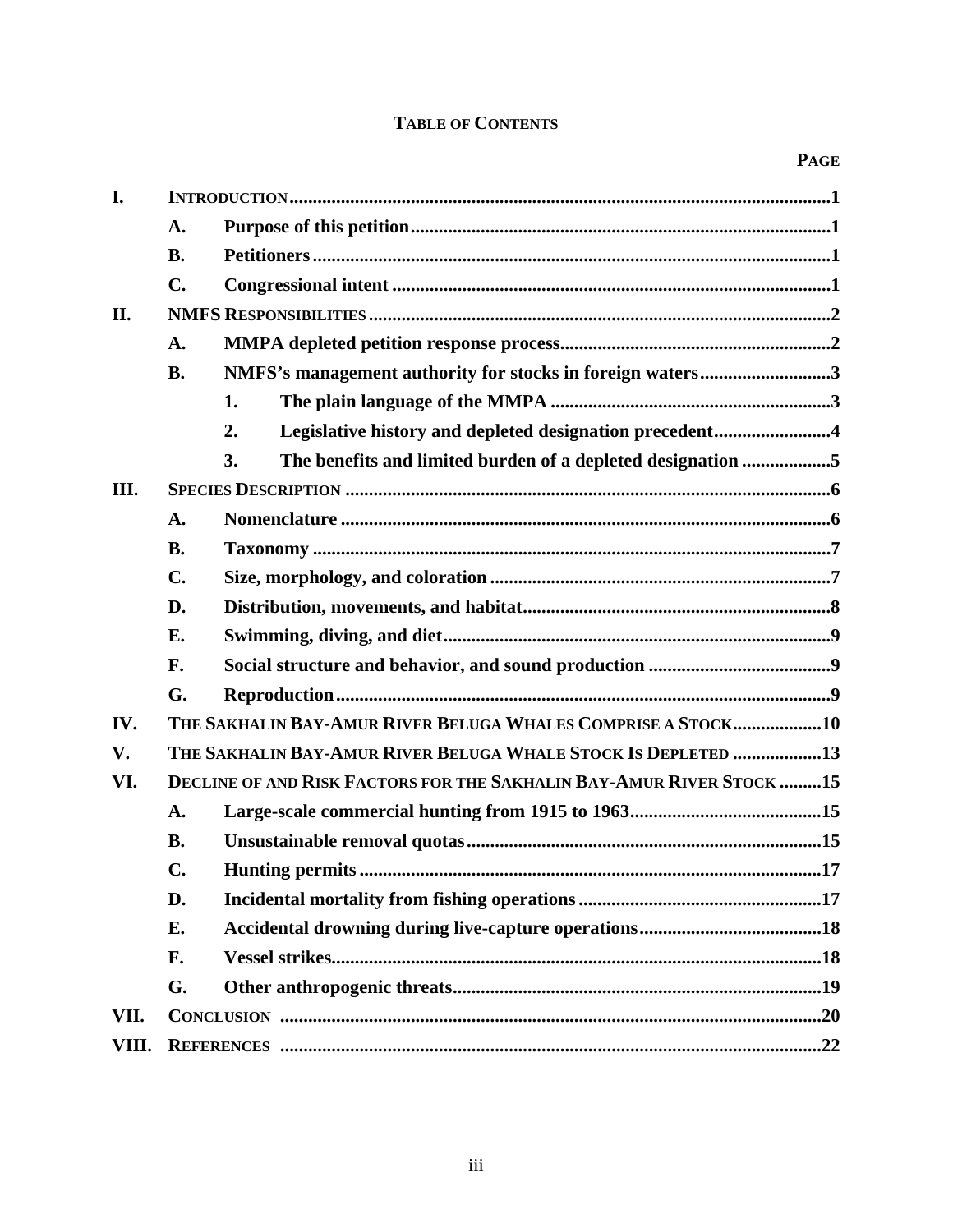# TABLE OF CONTENTS

| | | | PAGE |
|---|---|---|---|
| I. | INTRODUCTION | | 1 |
| | A. | Purpose of this petition | 1 |
| | B. | Petitioners | 1 |
| | C. | Congressional intent | 1 |
| II. | NMFS RESPONSIBILITIES | | 2 |
| | A. | MMPA depleted petition response process | 2 |
| | B. | NMFS's management authority for stocks in foreign waters | 3 |
| | | 1. The plain language of the MMPA | 3 |
| | | 2. Legislative history and depleted designation precedent | 4 |
| | | 3. The benefits and limited burden of a depleted designation | 5 |
| III. | SPECIES DESCRIPTION | | 6 |
| | A. | Nomenclature | 6 |
| | B. | Taxonomy | 7 |
| | C. | Size, morphology, and coloration | 7 |
| | D. | Distribution, movements, and habitat | 8 |
| | E. | Swimming, diving, and diet | 9 |
| | F. | Social structure and behavior, and sound production | 9 |
| | G. | Reproduction | 9 |
| IV. | THE SAKHALIN BAY-AMUR RIVER BELUGA WHALES COMPRISE A STOCK | | 10 |
| V. | THE SAKHALIN BAY-AMUR RIVER BELUGA WHALE STOCK IS DEPLETED | | 13 |
| VI. | DECLINE OF AND RISK FACTORS FOR THE SAKHALIN BAY-AMUR RIVER STOCK | | 15 |
| | A. | Large-scale commercial hunting from 1915 to 1963 | 15 |
| | B. | Unsustainable removal quotas | 15 |
| | C. | Hunting permits | 17 |
| | D. | Incidental mortality from fishing operations | 17 |
| | E. | Accidental drowning during live-capture operations | 18 |
| | F. | Vessel strikes | 18 |
| | G. | Other anthropogenic threats | 19 |
| VII. | CONCLUSION | | 20 |
| VIII. | REFERENCES | | 22 |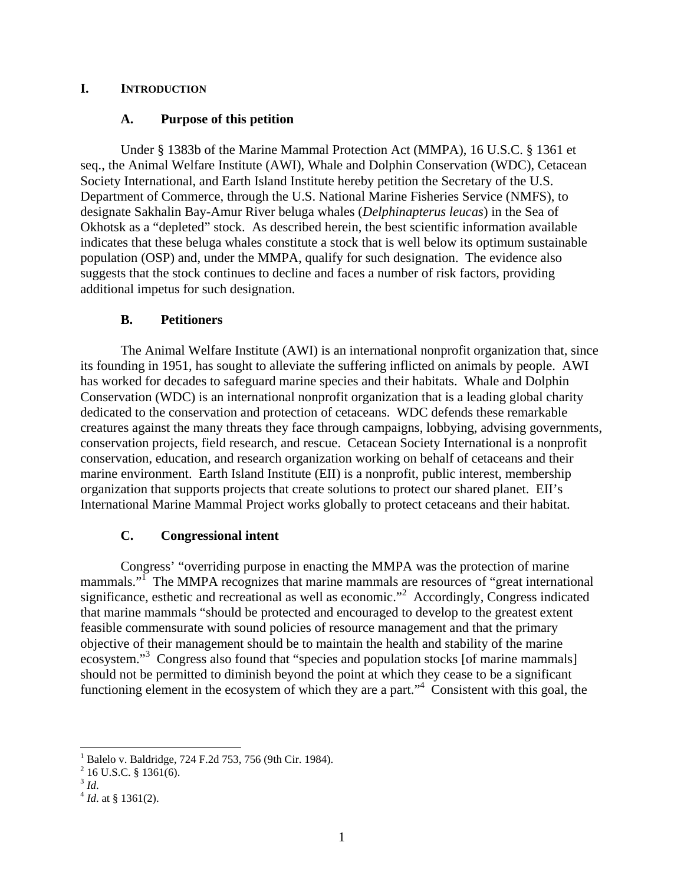## I. INTRODUCTION

### A. Purpose of this petition

Under § 1383b of the Marine Mammal Protection Act (MMPA), 16 U.S.C. § 1361 et seq., the Animal Welfare Institute (AWI), Whale and Dolphin Conservation (WDC), Cetacean Society International, and Earth Island Institute hereby petition the Secretary of the U.S. Department of Commerce, through the U.S. National Marine Fisheries Service (NMFS), to designate Sakhalin Bay-Amur River beluga whales (*Delphinapterus leucas*) in the Sea of Okhotsk as a "depleted" stock. As described herein, the best scientific information available indicates that these beluga whales constitute a stock that is well below its optimum sustainable population (OSP) and, under the MMPA, qualify for such designation. The evidence also suggests that the stock continues to decline and faces a number of risk factors, providing additional impetus for such designation.

### B. Petitioners

The Animal Welfare Institute (AWI) is an international nonprofit organization that, since its founding in 1951, has sought to alleviate the suffering inflicted on animals by people. AWI has worked for decades to safeguard marine species and their habitats. Whale and Dolphin Conservation (WDC) is an international nonprofit organization that is a leading global charity dedicated to the conservation and protection of cetaceans. WDC defends these remarkable creatures against the many threats they face through campaigns, lobbying, advising governments, conservation projects, field research, and rescue. Cetacean Society International is a nonprofit conservation, education, and research organization working on behalf of cetaceans and their marine environment. Earth Island Institute (EII) is a nonprofit, public interest, membership organization that supports projects that create solutions to protect our shared planet. EII's International Marine Mammal Project works globally to protect cetaceans and their habitat.

### C. Congressional intent

Congress' "overriding purpose in enacting the MMPA was the protection of marine mammals."[1] The MMPA recognizes that marine mammals are resources of "great international significance, esthetic and recreational as well as economic."[2] Accordingly, Congress indicated that marine mammals "should be protected and encouraged to develop to the greatest extent feasible commensurate with sound policies of resource management and that the primary objective of their management should be to maintain the health and stability of the marine ecosystem."[3] Congress also found that "species and population stocks [of marine mammals] should not be permitted to diminish beyond the point at which they cease to be a significant functioning element in the ecosystem of which they are a part."[4] Consistent with this goal, the

---

[1] Balelo v. Baldridge, 724 F.2d 753, 756 (9th Cir. 1984).

[2] 16 U.S.C. § 1361(6).

[3] *Id*.

[4] *Id*. at § 1361(2).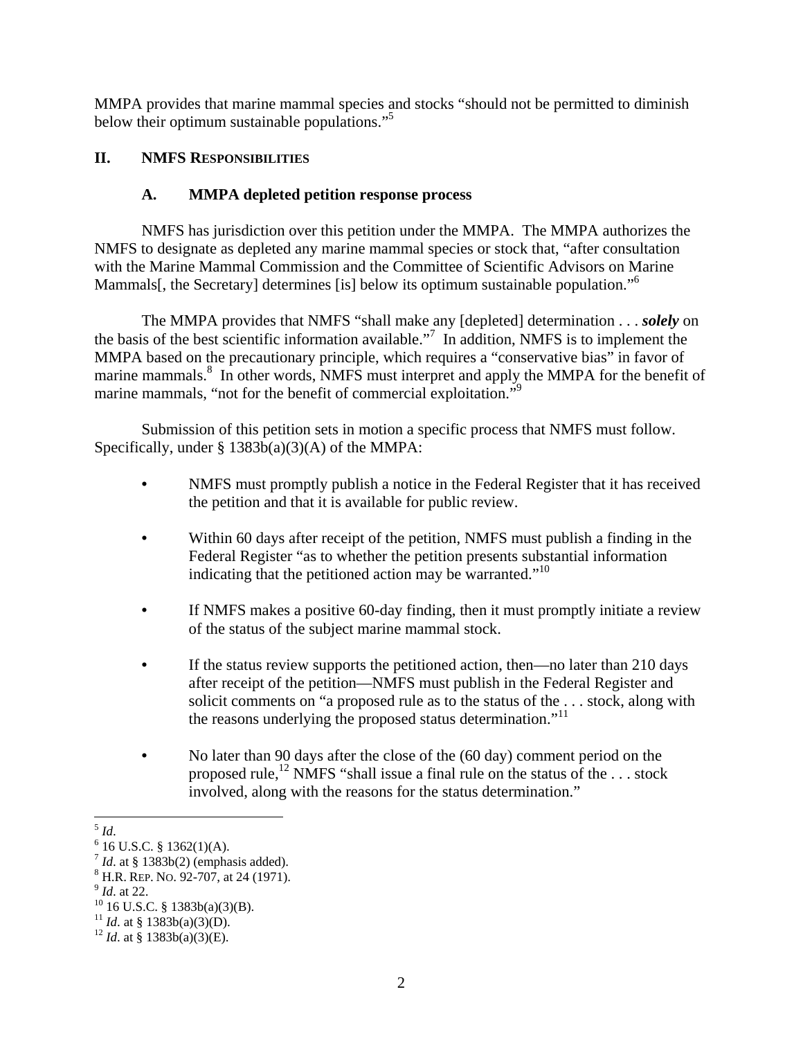MMPA provides that marine mammal species and stocks "should not be permitted to diminish below their optimum sustainable populations."[5]

## II. NMFS RESPONSIBILITIES

### A. MMPA depleted petition response process

NMFS has jurisdiction over this petition under the MMPA. The MMPA authorizes the NMFS to designate as depleted any marine mammal species or stock that, "after consultation with the Marine Mammal Commission and the Committee of Scientific Advisors on Marine Mammals[, the Secretary] determines [is] below its optimum sustainable population."[6]

The MMPA provides that NMFS "shall make any [depleted] determination . . . ***solely*** on the basis of the best scientific information available."[7] In addition, NMFS is to implement the MMPA based on the precautionary principle, which requires a "conservative bias" in favor of marine mammals.[8] In other words, NMFS must interpret and apply the MMPA for the benefit of marine mammals, "not for the benefit of commercial exploitation."[9]

Submission of this petition sets in motion a specific process that NMFS must follow. Specifically, under § 1383b(a)(3)(A) of the MMPA:

- NMFS must promptly publish a notice in the Federal Register that it has received the petition and that it is available for public review.
- Within 60 days after receipt of the petition, NMFS must publish a finding in the Federal Register "as to whether the petition presents substantial information indicating that the petitioned action may be warranted."[10]
- If NMFS makes a positive 60-day finding, then it must promptly initiate a review of the status of the subject marine mammal stock.
- If the status review supports the petitioned action, then—no later than 210 days after receipt of the petition—NMFS must publish in the Federal Register and solicit comments on "a proposed rule as to the status of the . . . stock, along with the reasons underlying the proposed status determination."[11]
- No later than 90 days after the close of the (60 day) comment period on the proposed rule,[12] NMFS "shall issue a final rule on the status of the . . . stock involved, along with the reasons for the status determination."

---

[5] *Id*.
[6] 16 U.S.C. § 1362(1)(A).
[7] *Id*. at § 1383b(2) (emphasis added).
[8] H.R. REP. NO. 92-707, at 24 (1971).
[9] *Id*. at 22.
[10] 16 U.S.C. § 1383b(a)(3)(B).
[11] *Id*. at § 1383b(a)(3)(D).
[12] *Id*. at § 1383b(a)(3)(E).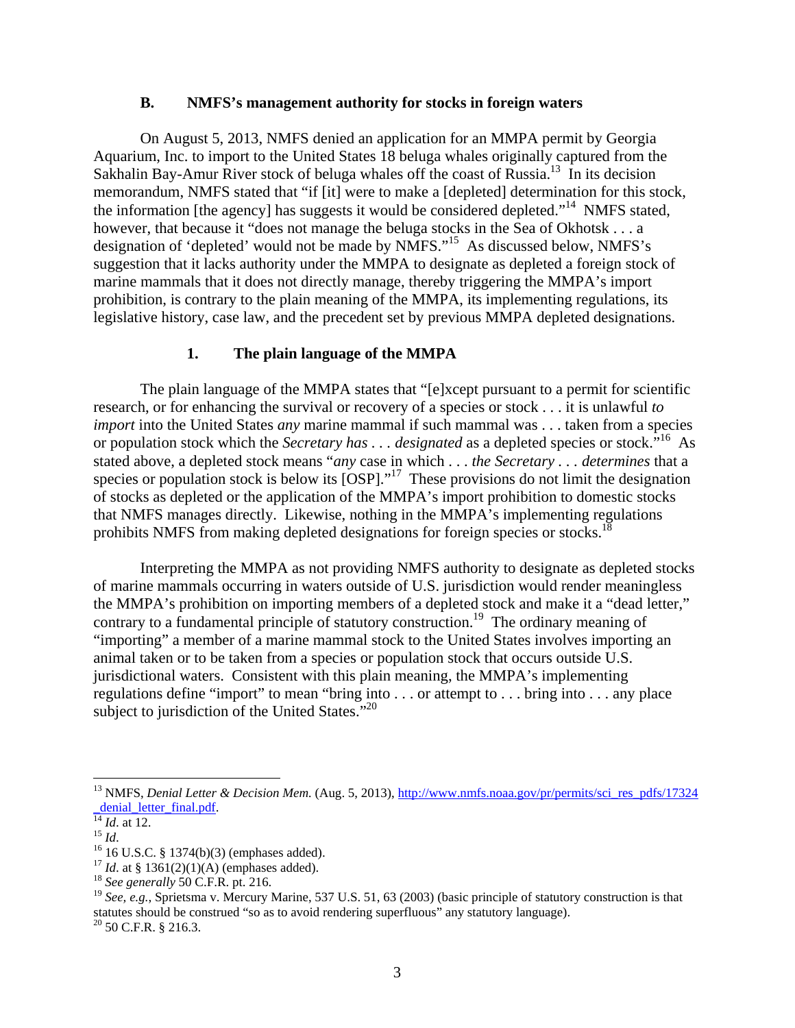### B. NMFS's management authority for stocks in foreign waters

On August 5, 2013, NMFS denied an application for an MMPA permit by Georgia Aquarium, Inc. to import to the United States 18 beluga whales originally captured from the Sakhalin Bay-Amur River stock of beluga whales off the coast of Russia.[13] In its decision memorandum, NMFS stated that "if [it] were to make a [depleted] determination for this stock, the information [the agency] has suggests it would be considered depleted."[14] NMFS stated, however, that because it "does not manage the beluga stocks in the Sea of Okhotsk . . . a designation of 'depleted' would not be made by NMFS."[15] As discussed below, NMFS's suggestion that it lacks authority under the MMPA to designate as depleted a foreign stock of marine mammals that it does not directly manage, thereby triggering the MMPA's import prohibition, is contrary to the plain meaning of the MMPA, its implementing regulations, its legislative history, case law, and the precedent set by previous MMPA depleted designations.

#### 1. The plain language of the MMPA

The plain language of the MMPA states that "[e]xcept pursuant to a permit for scientific research, or for enhancing the survival or recovery of a species or stock . . . it is unlawful *to import* into the United States *any* marine mammal if such mammal was . . . taken from a species or population stock which the *Secretary has . . . designated* as a depleted species or stock."[16] As stated above, a depleted stock means "*any* case in which . . . *the Secretary . . . determines* that a species or population stock is below its [OSP]."[17] These provisions do not limit the designation of stocks as depleted or the application of the MMPA's import prohibition to domestic stocks that NMFS manages directly. Likewise, nothing in the MMPA's implementing regulations prohibits NMFS from making depleted designations for foreign species or stocks.[18]

Interpreting the MMPA as not providing NMFS authority to designate as depleted stocks of marine mammals occurring in waters outside of U.S. jurisdiction would render meaningless the MMPA's prohibition on importing members of a depleted stock and make it a "dead letter," contrary to a fundamental principle of statutory construction.[19] The ordinary meaning of "importing" a member of a marine mammal stock to the United States involves importing an animal taken or to be taken from a species or population stock that occurs outside U.S. jurisdictional waters. Consistent with this plain meaning, the MMPA's implementing regulations define "import" to mean "bring into . . . or attempt to . . . bring into . . . any place subject to jurisdiction of the United States."[20]

---

[13] NMFS, *Denial Letter & Decision Mem.* (Aug. 5, 2013), http://www.nmfs.noaa.gov/pr/permits/sci_res_pdfs/17324_denial_letter_final.pdf.

[14] *Id*. at 12.

[15] *Id*.

[16] 16 U.S.C. § 1374(b)(3) (emphases added).

[17] *Id*. at § 1361(2)(1)(A) (emphases added).

[18] *See generally* 50 C.F.R. pt. 216.

[19] *See, e.g.*, Sprietsma v. Mercury Marine, 537 U.S. 51, 63 (2003) (basic principle of statutory construction is that statutes should be construed "so as to avoid rendering superfluous" any statutory language).

[20] 50 C.F.R. § 216.3.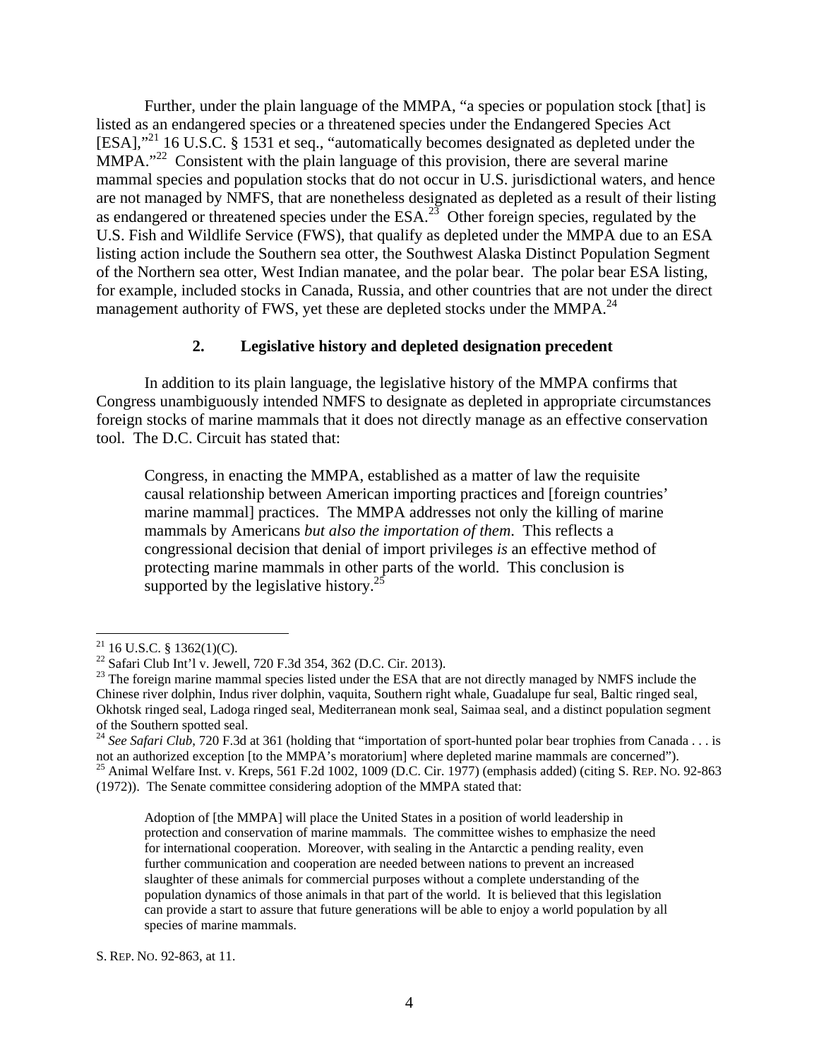Further, under the plain language of the MMPA, "a species or population stock [that] is listed as an endangered species or a threatened species under the Endangered Species Act [ESA],"[21] 16 U.S.C. § 1531 et seq., "automatically becomes designated as depleted under the MMPA."[22] Consistent with the plain language of this provision, there are several marine mammal species and population stocks that do not occur in U.S. jurisdictional waters, and hence are not managed by NMFS, that are nonetheless designated as depleted as a result of their listing as endangered or threatened species under the ESA.[23] Other foreign species, regulated by the U.S. Fish and Wildlife Service (FWS), that qualify as depleted under the MMPA due to an ESA listing action include the Southern sea otter, the Southwest Alaska Distinct Population Segment of the Northern sea otter, West Indian manatee, and the polar bear. The polar bear ESA listing, for example, included stocks in Canada, Russia, and other countries that are not under the direct management authority of FWS, yet these are depleted stocks under the MMPA.[24]

### 2. Legislative history and depleted designation precedent

In addition to its plain language, the legislative history of the MMPA confirms that Congress unambiguously intended NMFS to designate as depleted in appropriate circumstances foreign stocks of marine mammals that it does not directly manage as an effective conservation tool. The D.C. Circuit has stated that:

> Congress, in enacting the MMPA, established as a matter of law the requisite causal relationship between American importing practices and [foreign countries' marine mammal] practices. The MMPA addresses not only the killing of marine mammals by Americans *but also the importation of them*. This reflects a congressional decision that denial of import privileges *is* an effective method of protecting marine mammals in other parts of the world. This conclusion is supported by the legislative history.[25]

---

[21] 16 U.S.C. § 1362(1)(C).

[22] Safari Club Int'l v. Jewell, 720 F.3d 354, 362 (D.C. Cir. 2013).

[23] The foreign marine mammal species listed under the ESA that are not directly managed by NMFS include the Chinese river dolphin, Indus river dolphin, vaquita, Southern right whale, Guadalupe fur seal, Baltic ringed seal, Okhotsk ringed seal, Ladoga ringed seal, Mediterranean monk seal, Saimaa seal, and a distinct population segment of the Southern spotted seal.

[24] *See Safari Club*, 720 F.3d at 361 (holding that "importation of sport-hunted polar bear trophies from Canada . . . is not an authorized exception [to the MMPA's moratorium] where depleted marine mammals are concerned").

[25] Animal Welfare Inst. v. Kreps, 561 F.2d 1002, 1009 (D.C. Cir. 1977) (emphasis added) (citing S. REP. NO. 92-863 (1972)). The Senate committee considering adoption of the MMPA stated that:

> Adoption of [the MMPA] will place the United States in a position of world leadership in protection and conservation of marine mammals. The committee wishes to emphasize the need for international cooperation. Moreover, with sealing in the Antarctic a pending reality, even further communication and cooperation are needed between nations to prevent an increased slaughter of these animals for commercial purposes without a complete understanding of the population dynamics of those animals in that part of the world. It is believed that this legislation can provide a start to assure that future generations will be able to enjoy a world population by all species of marine mammals.

S. REP. NO. 92-863, at 11.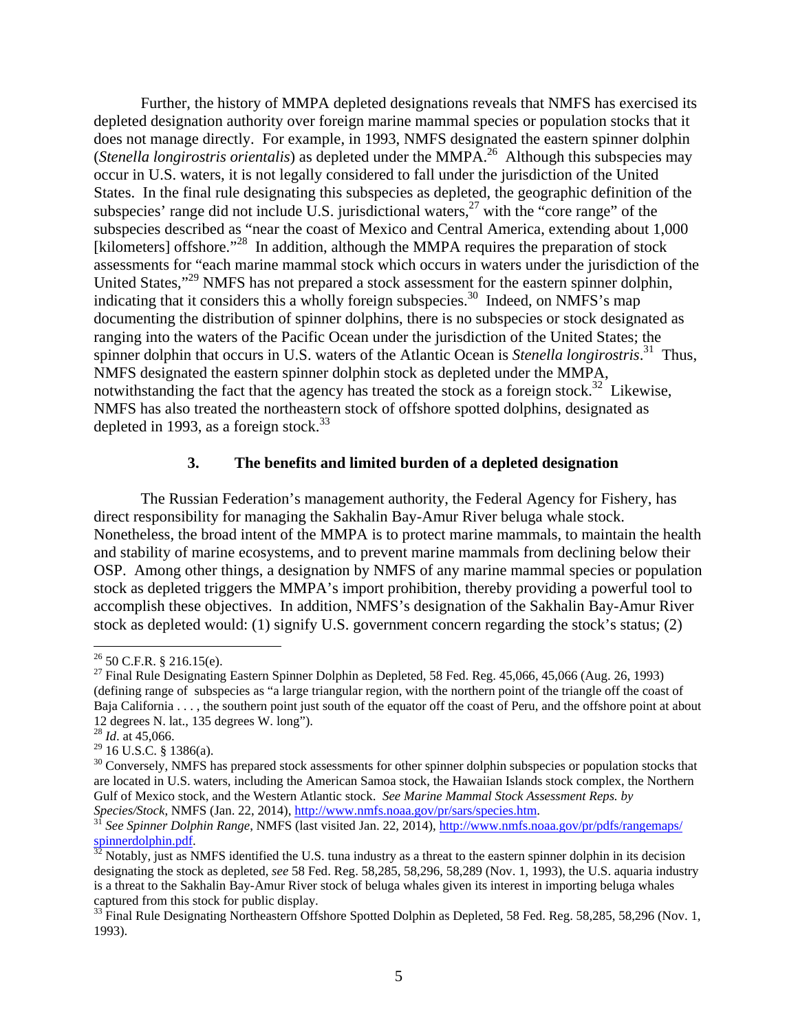Further, the history of MMPA depleted designations reveals that NMFS has exercised its depleted designation authority over foreign marine mammal species or population stocks that it does not manage directly. For example, in 1993, NMFS designated the eastern spinner dolphin (*Stenella longirostris orientalis*) as depleted under the MMPA.[26] Although this subspecies may occur in U.S. waters, it is not legally considered to fall under the jurisdiction of the United States. In the final rule designating this subspecies as depleted, the geographic definition of the subspecies' range did not include U.S. jurisdictional waters,[27] with the "core range" of the subspecies described as "near the coast of Mexico and Central America, extending about 1,000 [kilometers] offshore."[28] In addition, although the MMPA requires the preparation of stock assessments for "each marine mammal stock which occurs in waters under the jurisdiction of the United States,"[29] NMFS has not prepared a stock assessment for the eastern spinner dolphin, indicating that it considers this a wholly foreign subspecies.[30] Indeed, on NMFS's map documenting the distribution of spinner dolphins, there is no subspecies or stock designated as ranging into the waters of the Pacific Ocean under the jurisdiction of the United States; the spinner dolphin that occurs in U.S. waters of the Atlantic Ocean is *Stenella longirostris*.[31] Thus, NMFS designated the eastern spinner dolphin stock as depleted under the MMPA, notwithstanding the fact that the agency has treated the stock as a foreign stock.[32] Likewise, NMFS has also treated the northeastern stock of offshore spotted dolphins, designated as depleted in 1993, as a foreign stock.[33]

### 3. The benefits and limited burden of a depleted designation

The Russian Federation's management authority, the Federal Agency for Fishery, has direct responsibility for managing the Sakhalin Bay-Amur River beluga whale stock. Nonetheless, the broad intent of the MMPA is to protect marine mammals, to maintain the health and stability of marine ecosystems, and to prevent marine mammals from declining below their OSP. Among other things, a designation by NMFS of any marine mammal species or population stock as depleted triggers the MMPA's import prohibition, thereby providing a powerful tool to accomplish these objectives. In addition, NMFS's designation of the Sakhalin Bay-Amur River stock as depleted would: (1) signify U.S. government concern regarding the stock's status; (2)

---

[26] 50 C.F.R. § 216.15(e).

[27] Final Rule Designating Eastern Spinner Dolphin as Depleted, 58 Fed. Reg. 45,066, 45,066 (Aug. 26, 1993) (defining range of subspecies as "a large triangular region, with the northern point of the triangle off the coast of Baja California . . . , the southern point just south of the equator off the coast of Peru, and the offshore point at about 12 degrees N. lat., 135 degrees W. long").

[28] *Id*. at 45,066.

[29] 16 U.S.C. § 1386(a).

[30] Conversely, NMFS has prepared stock assessments for other spinner dolphin subspecies or population stocks that are located in U.S. waters, including the American Samoa stock, the Hawaiian Islands stock complex, the Northern Gulf of Mexico stock, and the Western Atlantic stock. *See Marine Mammal Stock Assessment Reps. by Species/Stock*, NMFS (Jan. 22, 2014), http://www.nmfs.noaa.gov/pr/sars/species.htm.

[31] *See Spinner Dolphin Range*, NMFS (last visited Jan. 22, 2014), http://www.nmfs.noaa.gov/pr/pdfs/rangemaps/spinnerdolphin.pdf.

[32] Notably, just as NMFS identified the U.S. tuna industry as a threat to the eastern spinner dolphin in its decision designating the stock as depleted, *see* 58 Fed. Reg. 58,285, 58,296, 58,289 (Nov. 1, 1993), the U.S. aquaria industry is a threat to the Sakhalin Bay-Amur River stock of beluga whales given its interest in importing beluga whales captured from this stock for public display.

[33] Final Rule Designating Northeastern Offshore Spotted Dolphin as Depleted, 58 Fed. Reg. 58,285, 58,296 (Nov. 1, 1993).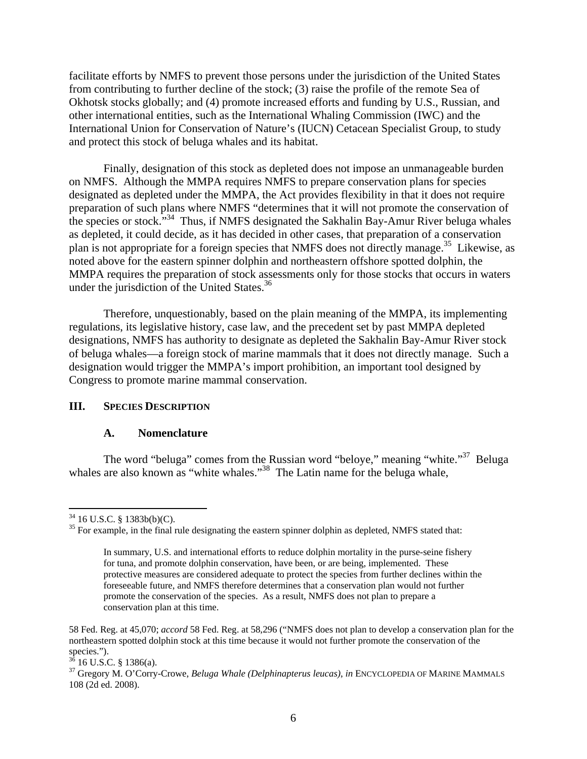facilitate efforts by NMFS to prevent those persons under the jurisdiction of the United States from contributing to further decline of the stock; (3) raise the profile of the remote Sea of Okhotsk stocks globally; and (4) promote increased efforts and funding by U.S., Russian, and other international entities, such as the International Whaling Commission (IWC) and the International Union for Conservation of Nature's (IUCN) Cetacean Specialist Group, to study and protect this stock of beluga whales and its habitat.

Finally, designation of this stock as depleted does not impose an unmanageable burden on NMFS. Although the MMPA requires NMFS to prepare conservation plans for species designated as depleted under the MMPA, the Act provides flexibility in that it does not require preparation of such plans where NMFS "determines that it will not promote the conservation of the species or stock."[34] Thus, if NMFS designated the Sakhalin Bay-Amur River beluga whales as depleted, it could decide, as it has decided in other cases, that preparation of a conservation plan is not appropriate for a foreign species that NMFS does not directly manage.[35] Likewise, as noted above for the eastern spinner dolphin and northeastern offshore spotted dolphin, the MMPA requires the preparation of stock assessments only for those stocks that occurs in waters under the jurisdiction of the United States.[36]

Therefore, unquestionably, based on the plain meaning of the MMPA, its implementing regulations, its legislative history, case law, and the precedent set by past MMPA depleted designations, NMFS has authority to designate as depleted the Sakhalin Bay-Amur River stock of beluga whales—a foreign stock of marine mammals that it does not directly manage. Such a designation would trigger the MMPA's import prohibition, an important tool designed by Congress to promote marine mammal conservation.

## III. Species Description

### A. Nomenclature

The word "beluga" comes from the Russian word "beloye," meaning "white."[37] Beluga whales are also known as "white whales."[38] The Latin name for the beluga whale,

---

[34] 16 U.S.C. § 1383b(b)(C).

[35] For example, in the final rule designating the eastern spinner dolphin as depleted, NMFS stated that:

> In summary, U.S. and international efforts to reduce dolphin mortality in the purse-seine fishery for tuna, and promote dolphin conservation, have been, or are being, implemented. These protective measures are considered adequate to protect the species from further declines within the foreseeable future, and NMFS therefore determines that a conservation plan would not further promote the conservation of the species. As a result, NMFS does not plan to prepare a conservation plan at this time.

58 Fed. Reg. at 45,070; *accord* 58 Fed. Reg. at 58,296 ("NMFS does not plan to develop a conservation plan for the northeastern spotted dolphin stock at this time because it would not further promote the conservation of the species.").

[36] 16 U.S.C. § 1386(a).

[37] Gregory M. O'Corry-Crowe, *Beluga Whale (Delphinapterus leucas)*, *in* ENCYCLOPEDIA OF MARINE MAMMALS 108 (2d ed. 2008).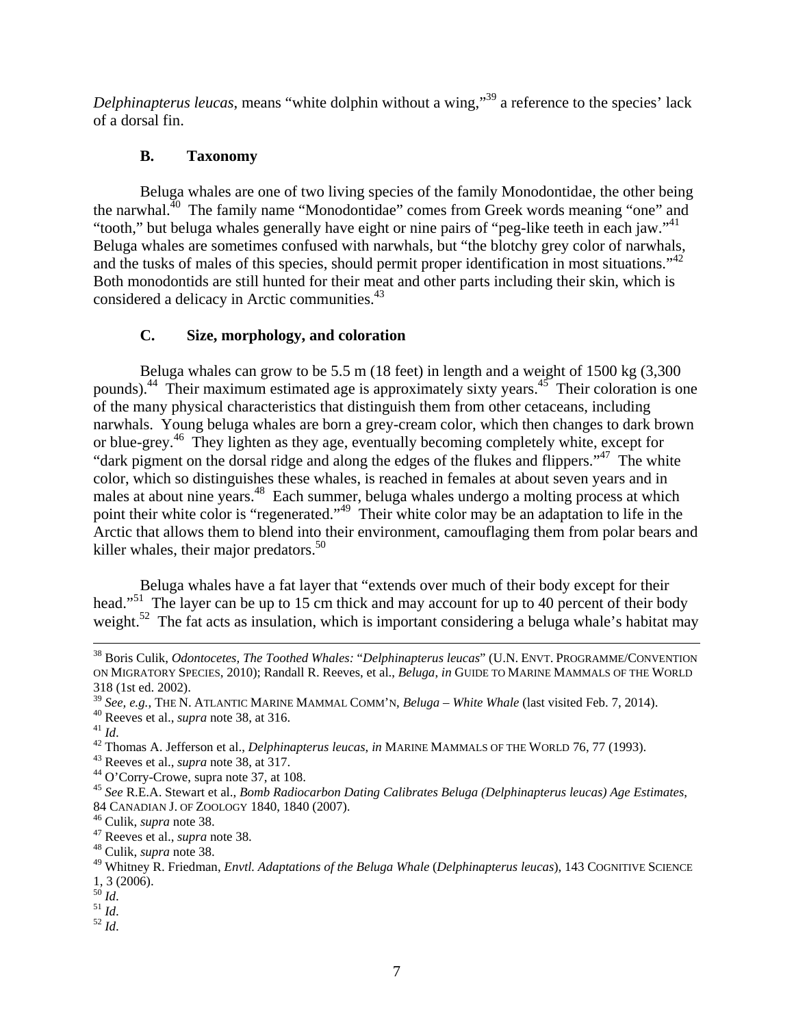*Delphinapterus leucas*, means "white dolphin without a wing,"[39] a reference to the species' lack of a dorsal fin.

### B. Taxonomy

Beluga whales are one of two living species of the family Monodontidae, the other being the narwhal.[40] The family name "Monodontidae" comes from Greek words meaning "one" and "tooth," but beluga whales generally have eight or nine pairs of "peg-like teeth in each jaw."[41] Beluga whales are sometimes confused with narwhals, but "the blotchy grey color of narwhals, and the tusks of males of this species, should permit proper identification in most situations."[42] Both monodontids are still hunted for their meat and other parts including their skin, which is considered a delicacy in Arctic communities.[43]

### C. Size, morphology, and coloration

Beluga whales can grow to be 5.5 m (18 feet) in length and a weight of 1500 kg (3,300 pounds).[44] Their maximum estimated age is approximately sixty years.[45] Their coloration is one of the many physical characteristics that distinguish them from other cetaceans, including narwhals. Young beluga whales are born a grey-cream color, which then changes to dark brown or blue-grey.[46] They lighten as they age, eventually becoming completely white, except for "dark pigment on the dorsal ridge and along the edges of the flukes and flippers."[47] The white color, which so distinguishes these whales, is reached in females at about seven years and in males at about nine years.[48] Each summer, beluga whales undergo a molting process at which point their white color is "regenerated."[49] Their white color may be an adaptation to life in the Arctic that allows them to blend into their environment, camouflaging them from polar bears and killer whales, their major predators.[50]

Beluga whales have a fat layer that "extends over much of their body except for their head."[51] The layer can be up to 15 cm thick and may account for up to 40 percent of their body weight.[52] The fat acts as insulation, which is important considering a beluga whale's habitat may

---

[38] Boris Culik, *Odontocetes, The Toothed Whales:* "*Delphinapterus leucas*" (U.N. ENVT. PROGRAMME/CONVENTION ON MIGRATORY SPECIES, 2010); Randall R. Reeves, et al., *Beluga*, *in* GUIDE TO MARINE MAMMALS OF THE WORLD 318 (1st ed. 2002).

[39] *See, e.g.*, THE N. ATLANTIC MARINE MAMMAL COMM'N, *Beluga – White Whale* (last visited Feb. 7, 2014).

[40] Reeves et al., *supra* note 38, at 316.

[41] *Id*.

[42] Thomas A. Jefferson et al., *Delphinapterus leucas*, *in* MARINE MAMMALS OF THE WORLD 76, 77 (1993).

[43] Reeves et al., *supra* note 38, at 317.

[44] O'Corry-Crowe, supra note 37, at 108.

[45] *See* R.E.A. Stewart et al., *Bomb Radiocarbon Dating Calibrates Beluga (Delphinapterus leucas) Age Estimates*, 84 CANADIAN J. OF ZOOLOGY 1840, 1840 (2007).

[46] Culik, *supra* note 38.

[47] Reeves et al., *supra* note 38.

[48] Culik, *supra* note 38.

[49] Whitney R. Friedman, *Envtl. Adaptations of the Beluga Whale* (*Delphinapterus leucas*), 143 COGNITIVE SCIENCE 1, 3 (2006).

[50] *Id*.

[51] *Id*.

[52] *Id*.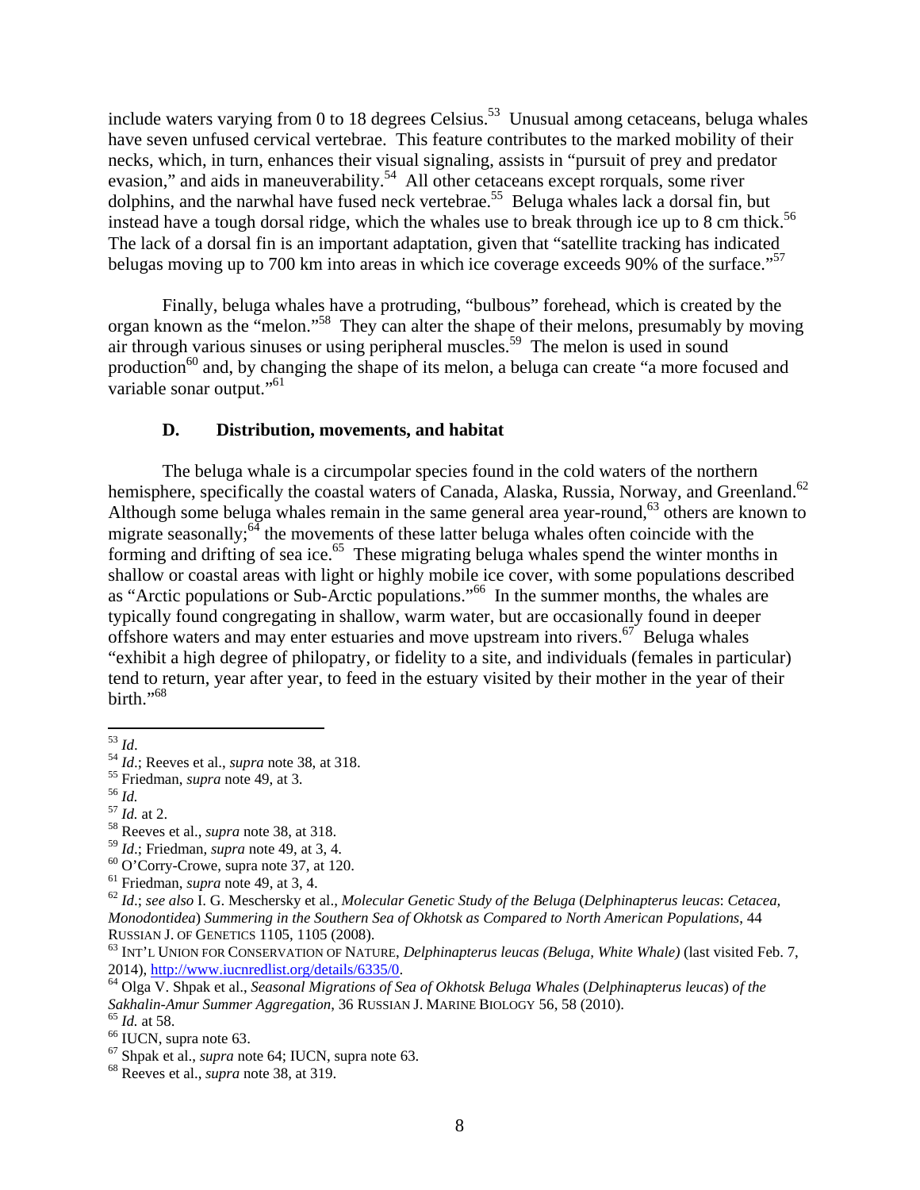include waters varying from 0 to 18 degrees Celsius.[53] Unusual among cetaceans, beluga whales have seven unfused cervical vertebrae. This feature contributes to the marked mobility of their necks, which, in turn, enhances their visual signaling, assists in "pursuit of prey and predator evasion," and aids in maneuverability.[54] All other cetaceans except rorquals, some river dolphins, and the narwhal have fused neck vertebrae.[55] Beluga whales lack a dorsal fin, but instead have a tough dorsal ridge, which the whales use to break through ice up to 8 cm thick.[56] The lack of a dorsal fin is an important adaptation, given that "satellite tracking has indicated belugas moving up to 700 km into areas in which ice coverage exceeds 90% of the surface."[57]

Finally, beluga whales have a protruding, "bulbous" forehead, which is created by the organ known as the "melon."[58] They can alter the shape of their melons, presumably by moving air through various sinuses or using peripheral muscles.[59] The melon is used in sound production[60] and, by changing the shape of its melon, a beluga can create "a more focused and variable sonar output."[61]

### D. Distribution, movements, and habitat

The beluga whale is a circumpolar species found in the cold waters of the northern hemisphere, specifically the coastal waters of Canada, Alaska, Russia, Norway, and Greenland.[62] Although some beluga whales remain in the same general area year-round,[63] others are known to migrate seasonally;[64] the movements of these latter beluga whales often coincide with the forming and drifting of sea ice.[65] These migrating beluga whales spend the winter months in shallow or coastal areas with light or highly mobile ice cover, with some populations described as "Arctic populations or Sub-Arctic populations."[66] In the summer months, the whales are typically found congregating in shallow, warm water, but are occasionally found in deeper offshore waters and may enter estuaries and move upstream into rivers.[67] Beluga whales "exhibit a high degree of philopatry, or fidelity to a site, and individuals (females in particular) tend to return, year after year, to feed in the estuary visited by their mother in the year of their birth."[68]

---

[53] *Id*.

[54] *Id*.; Reeves et al., *supra* note 38, at 318.

[55] Friedman, *supra* note 49, at 3.

[56] *Id.*

[57] *Id.* at 2.

[58] Reeves et al., *supra* note 38, at 318.

[59] *Id*.; Friedman, *supra* note 49, at 3, 4.

[60] O'Corry-Crowe, supra note 37, at 120.

[61] Friedman, *supra* note 49, at 3, 4.

[62] *Id*.; *see also* I. G. Meschersky et al., *Molecular Genetic Study of the Beluga* (*Delphinapterus leucas*: *Cetacea, Monodontidea*) *Summering in the Southern Sea of Okhotsk as Compared to North American Populations*, 44 RUSSIAN J. OF GENETICS 1105, 1105 (2008).

[63] INT'L UNION FOR CONSERVATION OF NATURE, *Delphinapterus leucas (Beluga, White Whale)* (last visited Feb. 7, 2014), http://www.iucnredlist.org/details/6335/0.

[64] Olga V. Shpak et al., *Seasonal Migrations of Sea of Okhotsk Beluga Whales* (*Delphinapterus leucas*) *of the Sakhalin-Amur Summer Aggregation*, 36 RUSSIAN J. MARINE BIOLOGY 56, 58 (2010).

[65] *Id.* at 58.

[66] IUCN, supra note 63.

[67] Shpak et al., *supra* note 64; IUCN, supra note 63.

[68] Reeves et al., *supra* note 38, at 319.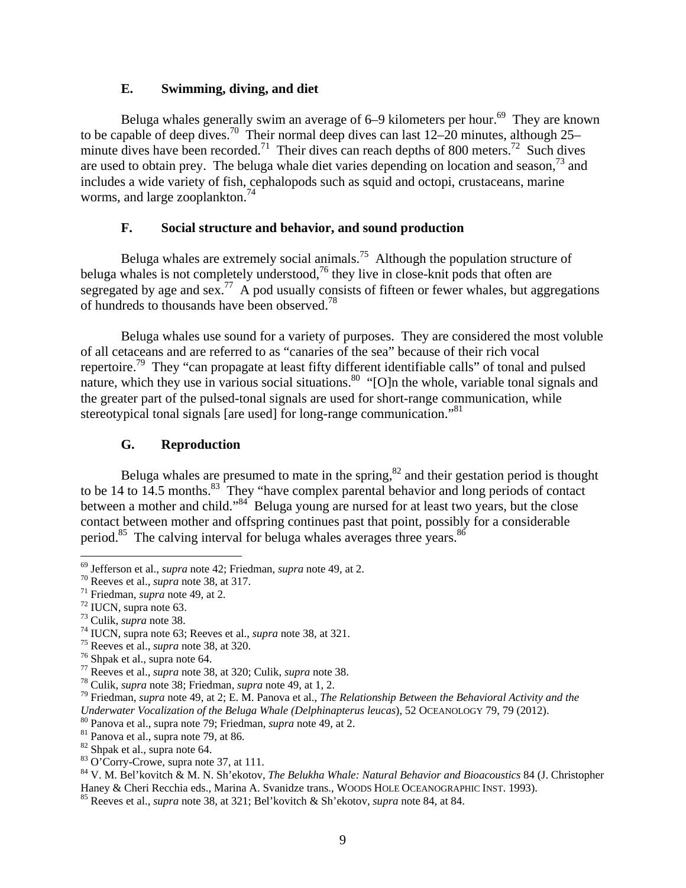### E. Swimming, diving, and diet

Beluga whales generally swim an average of 6–9 kilometers per hour.[69] They are known to be capable of deep dives.[70] Their normal deep dives can last 12–20 minutes, although 25–minute dives have been recorded.[71] Their dives can reach depths of 800 meters.[72] Such dives are used to obtain prey. The beluga whale diet varies depending on location and season,[73] and includes a wide variety of fish, cephalopods such as squid and octopi, crustaceans, marine worms, and large zooplankton.[74]

### F. Social structure and behavior, and sound production

Beluga whales are extremely social animals.[75] Although the population structure of beluga whales is not completely understood,[76] they live in close-knit pods that often are segregated by age and sex.[77] A pod usually consists of fifteen or fewer whales, but aggregations of hundreds to thousands have been observed.[78]

Beluga whales use sound for a variety of purposes. They are considered the most voluble of all cetaceans and are referred to as "canaries of the sea" because of their rich vocal repertoire.[79] They "can propagate at least fifty different identifiable calls" of tonal and pulsed nature, which they use in various social situations.[80] "[O]n the whole, variable tonal signals and the greater part of the pulsed-tonal signals are used for short-range communication, while stereotypical tonal signals [are used] for long-range communication."[81]

### G. Reproduction

Beluga whales are presumed to mate in the spring,[82] and their gestation period is thought to be 14 to 14.5 months.[83] They "have complex parental behavior and long periods of contact between a mother and child."[84] Beluga young are nursed for at least two years, but the close contact between mother and offspring continues past that point, possibly for a considerable period.[85] The calving interval for beluga whales averages three years.[86]

---

[69] Jefferson et al., *supra* note 42; Friedman, *supra* note 49, at 2.
[70] Reeves et al., *supra* note 38, at 317.
[71] Friedman, *supra* note 49, at 2.
[72] IUCN, supra note 63.
[73] Culik, *supra* note 38.
[74] IUCN, supra note 63; Reeves et al., *supra* note 38, at 321.
[75] Reeves et al., *supra* note 38, at 320.
[76] Shpak et al., supra note 64.
[77] Reeves et al., *supra* note 38, at 320; Culik, *supra* note 38.
[78] Culik, *supra* note 38; Friedman, *supra* note 49, at 1, 2.
[79] Friedman, *supra* note 49, at 2; E. M. Panova et al., *The Relationship Between the Behavioral Activity and the Underwater Vocalization of the Beluga Whale (Delphinapterus leucas)*, 52 OCEANOLOGY 79, 79 (2012).
[80] Panova et al., supra note 79; Friedman, *supra* note 49, at 2.
[81] Panova et al., supra note 79, at 86.
[82] Shpak et al., supra note 64.
[83] O'Corry-Crowe, supra note 37, at 111.
[84] V. M. Bel'kovitch & M. N. Sh'ekotov, *The Belukha Whale: Natural Behavior and Bioacoustics* 84 (J. Christopher Haney & Cheri Recchia eds., Marina A. Svanidze trans., WOODS HOLE OCEANOGRAPHIC INST. 1993).
[85] Reeves et al., *supra* note 38, at 321; Bel'kovitch & Sh'ekotov, *supra* note 84, at 84.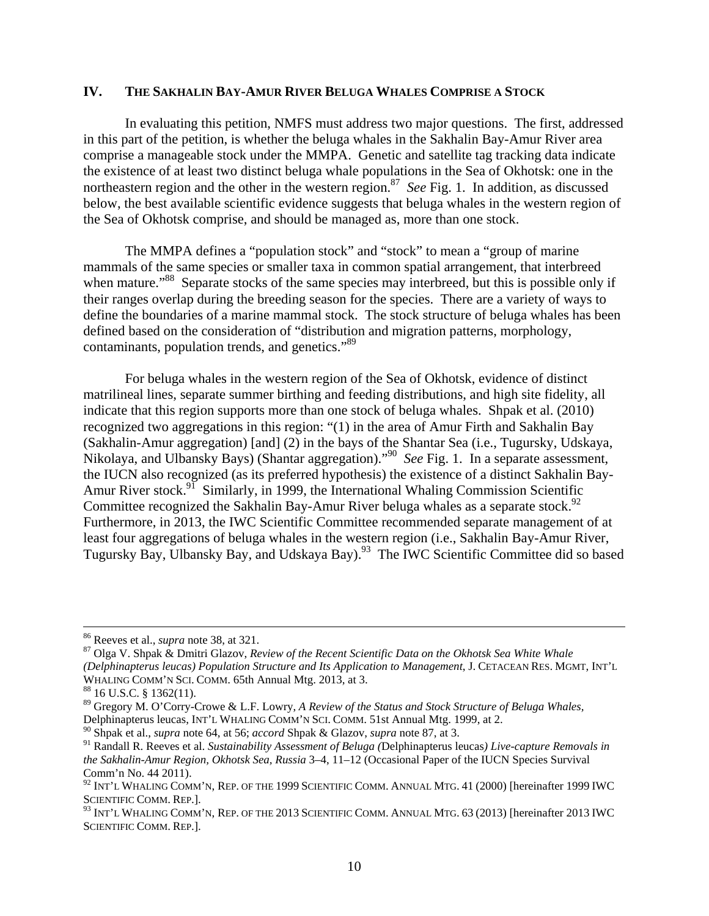## IV. The Sakhalin Bay-Amur River Beluga Whales Comprise a Stock

In evaluating this petition, NMFS must address two major questions. The first, addressed in this part of the petition, is whether the beluga whales in the Sakhalin Bay-Amur River area comprise a manageable stock under the MMPA. Genetic and satellite tag tracking data indicate the existence of at least two distinct beluga whale populations in the Sea of Okhotsk: one in the northeastern region and the other in the western region.[87] *See* Fig. 1. In addition, as discussed below, the best available scientific evidence suggests that beluga whales in the western region of the Sea of Okhotsk comprise, and should be managed as, more than one stock.

The MMPA defines a "population stock" and "stock" to mean a "group of marine mammals of the same species or smaller taxa in common spatial arrangement, that interbreed when mature."[88] Separate stocks of the same species may interbreed, but this is possible only if their ranges overlap during the breeding season for the species. There are a variety of ways to define the boundaries of a marine mammal stock. The stock structure of beluga whales has been defined based on the consideration of "distribution and migration patterns, morphology, contaminants, population trends, and genetics."[89]

For beluga whales in the western region of the Sea of Okhotsk, evidence of distinct matrilineal lines, separate summer birthing and feeding distributions, and high site fidelity, all indicate that this region supports more than one stock of beluga whales. Shpak et al. (2010) recognized two aggregations in this region: "(1) in the area of Amur Firth and Sakhalin Bay (Sakhalin-Amur aggregation) [and] (2) in the bays of the Shantar Sea (i.e., Tugursky, Udskaya, Nikolaya, and Ulbansky Bays) (Shantar aggregation)."[90] *See* Fig. 1. In a separate assessment, the IUCN also recognized (as its preferred hypothesis) the existence of a distinct Sakhalin Bay-Amur River stock.[91] Similarly, in 1999, the International Whaling Commission Scientific Committee recognized the Sakhalin Bay-Amur River beluga whales as a separate stock.[92] Furthermore, in 2013, the IWC Scientific Committee recommended separate management of at least four aggregations of beluga whales in the western region (i.e., Sakhalin Bay-Amur River, Tugursky Bay, Ulbansky Bay, and Udskaya Bay).[93] The IWC Scientific Committee did so based

---

[86] Reeves et al., *supra* note 38, at 321.

[87] Olga V. Shpak & Dmitri Glazov, *Review of the Recent Scientific Data on the Okhotsk Sea White Whale (Delphinapterus leucas) Population Structure and Its Application to Management*, J. CETACEAN RES. MGMT, INT'L WHALING COMM'N SCI. COMM. 65th Annual Mtg. 2013, at 3.

[88] 16 U.S.C. § 1362(11).

[89] Gregory M. O'Corry-Crowe & L.F. Lowry, *A Review of the Status and Stock Structure of Beluga Whales*, Delphinapterus leucas, INT'L WHALING COMM'N SCI. COMM. 51st Annual Mtg. 1999, at 2.

[90] Shpak et al., *supra* note 64, at 56; *accord* Shpak & Glazov, *supra* note 87, at 3.

[91] Randall R. Reeves et al. *Sustainability Assessment of Beluga (*Delphinapterus leucas*) Live-capture Removals in the Sakhalin-Amur Region, Okhotsk Sea, Russia* 3–4, 11–12 (Occasional Paper of the IUCN Species Survival Comm'n No. 44 2011).

[92] INT'L WHALING COMM'N, REP. OF THE 1999 SCIENTIFIC COMM. ANNUAL MTG. 41 (2000) [hereinafter 1999 IWC SCIENTIFIC COMM. REP.].

[93] INT'L WHALING COMM'N, REP. OF THE 2013 SCIENTIFIC COMM. ANNUAL MTG. 63 (2013) [hereinafter 2013 IWC SCIENTIFIC COMM. REP.].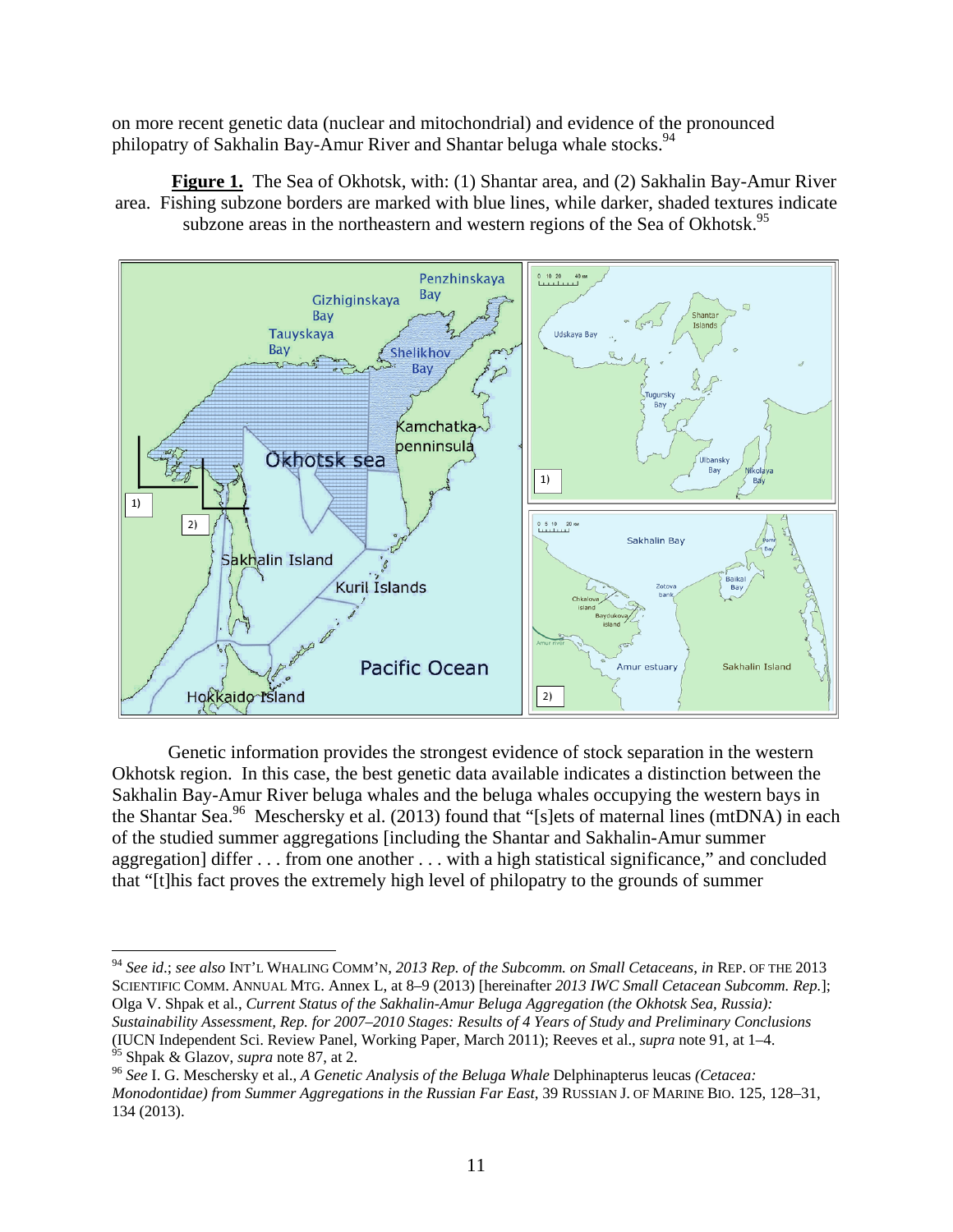on more recent genetic data (nuclear and mitochondrial) and evidence of the pronounced philopatry of Sakhalin Bay-Amur River and Shantar beluga whale stocks.[94]

**Figure 1.** The Sea of Okhotsk, with: (1) Shantar area, and (2) Sakhalin Bay-Amur River area. Fishing subzone borders are marked with blue lines, while darker, shaded textures indicate subzone areas in the northeastern and western regions of the Sea of Okhotsk.[95]

Genetic information provides the strongest evidence of stock separation in the western Okhotsk region. In this case, the best genetic data available indicates a distinction between the Sakhalin Bay-Amur River beluga whales and the beluga whales occupying the western bays in the Shantar Sea.[96] Meschersky et al. (2013) found that "[s]ets of maternal lines (mtDNA) in each of the studied summer aggregations [including the Shantar and Sakhalin-Amur summer aggregation] differ . . . from one another . . . with a high statistical significance," and concluded that "[t]his fact proves the extremely high level of philopatry to the grounds of summer

---

[94] *See id.*; *see also* INT'L WHALING COMM'N, *2013 Rep. of the Subcomm. on Small Cetaceans*, *in* REP. OF THE 2013 SCIENTIFIC COMM. ANNUAL MTG. Annex L, at 8–9 (2013) [hereinafter *2013 IWC Small Cetacean Subcomm. Rep.*]; Olga V. Shpak et al., *Current Status of the Sakhalin-Amur Beluga Aggregation (the Okhotsk Sea, Russia): Sustainability Assessment, Rep. for 2007–2010 Stages: Results of 4 Years of Study and Preliminary Conclusions* (IUCN Independent Sci. Review Panel, Working Paper, March 2011); Reeves et al., *supra* note 91, at 1–4.

[95] Shpak & Glazov, *supra* note 87, at 2.

[96] *See* I. G. Meschersky et al., *A Genetic Analysis of the Beluga Whale* Delphinapterus leucas *(Cetacea: Monodontidae) from Summer Aggregations in the Russian Far East*, 39 RUSSIAN J. OF MARINE BIO. 125, 128–31, 134 (2013).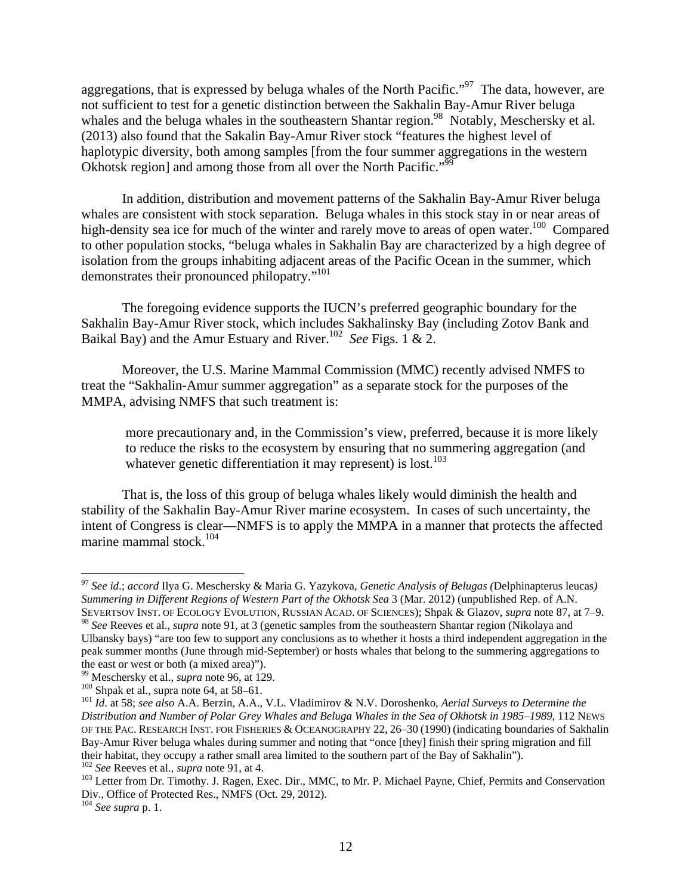aggregations, that is expressed by beluga whales of the North Pacific."[97] The data, however, are not sufficient to test for a genetic distinction between the Sakhalin Bay-Amur River beluga whales and the beluga whales in the southeastern Shantar region.[98] Notably, Meschersky et al. (2013) also found that the Sakalin Bay-Amur River stock "features the highest level of haplotypic diversity, both among samples [from the four summer aggregations in the western Okhotsk region] and among those from all over the North Pacific."[99]

In addition, distribution and movement patterns of the Sakhalin Bay-Amur River beluga whales are consistent with stock separation. Beluga whales in this stock stay in or near areas of high-density sea ice for much of the winter and rarely move to areas of open water.[100] Compared to other population stocks, "beluga whales in Sakhalin Bay are characterized by a high degree of isolation from the groups inhabiting adjacent areas of the Pacific Ocean in the summer, which demonstrates their pronounced philopatry."[101]

The foregoing evidence supports the IUCN's preferred geographic boundary for the Sakhalin Bay-Amur River stock, which includes Sakhalinsky Bay (including Zotov Bank and Baikal Bay) and the Amur Estuary and River.[102] *See* Figs. 1 & 2.

Moreover, the U.S. Marine Mammal Commission (MMC) recently advised NMFS to treat the "Sakhalin-Amur summer aggregation" as a separate stock for the purposes of the MMPA, advising NMFS that such treatment is:

> more precautionary and, in the Commission's view, preferred, because it is more likely to reduce the risks to the ecosystem by ensuring that no summering aggregation (and whatever genetic differentiation it may represent) is lost.[103]

That is, the loss of this group of beluga whales likely would diminish the health and stability of the Sakhalin Bay-Amur River marine ecosystem. In cases of such uncertainty, the intent of Congress is clear—NMFS is to apply the MMPA in a manner that protects the affected marine mammal stock.[104]

---

[97] *See id*.; *accord* Ilya G. Meschersky & Maria G. Yazykova, *Genetic Analysis of Belugas (*Delphinapterus leucas*) Summering in Different Regions of Western Part of the Okhotsk Sea* 3 (Mar. 2012) (unpublished Rep. of A.N. SEVERTSOV INST. OF ECOLOGY EVOLUTION, RUSSIAN ACAD. OF SCIENCES); Shpak & Glazov, *supra* note 87, at 7–9.

[98] *See* Reeves et al., *supra* note 91, at 3 (genetic samples from the southeastern Shantar region (Nikolaya and Ulbansky bays) "are too few to support any conclusions as to whether it hosts a third independent aggregation in the peak summer months (June through mid-September) or hosts whales that belong to the summering aggregations to the east or west or both (a mixed area)").

[99] Meschersky et al., *supra* note 96, at 129.

[100] Shpak et al., supra note 64, at 58–61.

[101] *Id*. at 58; *see also* A.A. Berzin, A.A., V.L. Vladimirov & N.V. Doroshenko, *Aerial Surveys to Determine the Distribution and Number of Polar Grey Whales and Beluga Whales in the Sea of Okhotsk in 1985–1989*, 112 NEWS OF THE PAC. RESEARCH INST. FOR FISHERIES & OCEANOGRAPHY 22, 26–30 (1990) (indicating boundaries of Sakhalin Bay-Amur River beluga whales during summer and noting that "once [they] finish their spring migration and fill their habitat, they occupy a rather small area limited to the southern part of the Bay of Sakhalin").

[102] *See* Reeves et al., *supra* note 91, at 4.

[103] Letter from Dr. Timothy. J. Ragen, Exec. Dir., MMC, to Mr. P. Michael Payne, Chief, Permits and Conservation Div., Office of Protected Res., NMFS (Oct. 29, 2012).

[104] *See supra* p. 1.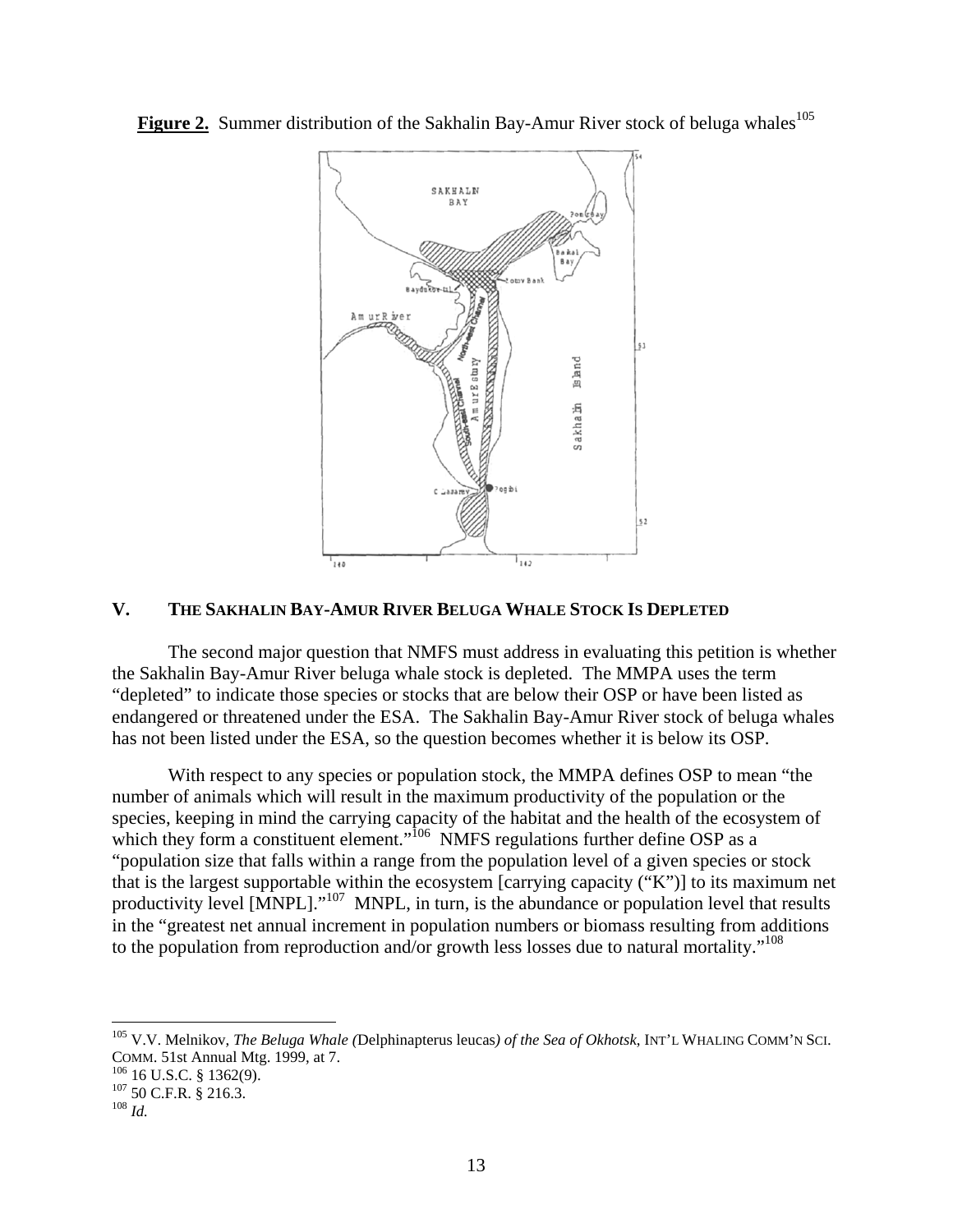**Figure 2.** Summary distribution of the Sakhalin Bay-Amur River stock of beluga whales[105]

### V. THE SAKHALIN BAY-AMUR RIVER BELUGA WHALE STOCK IS DEPLETED

The second major question that NMFS must address in evaluating this petition is whether the Sakhalin Bay-Amur River beluga whale stock is depleted. The MMPA uses the term "depleted" to indicate those species or stocks that are below their OSP or have been listed as endangered or threatened under the ESA. The Sakhalin Bay-Amur River stock of beluga whales has not been listed under the ESA, so the question becomes whether it is below its OSP.

With respect to any species or population stock, the MMPA defines OSP to mean "the number of animals which will result in the maximum productivity of the population or the species, keeping in mind the carrying capacity of the habitat and the health of the ecosystem of which they form a constituent element."[106] NMFS regulations further define OSP as a "population size that falls within a range from the population level of a given species or stock that is the largest supportable within the ecosystem [carrying capacity ("K")] to its maximum net productivity level [MNPL]."[107] MNPL, in turn, is the abundance or population level that results in the "greatest net annual increment in population numbers or biomass resulting from additions to the population from reproduction and/or growth less losses due to natural mortality."[108]

---

[105] V.V. Melnikov, *The Beluga Whale (*Delphinapterus leucas*) of the Sea of Okhotsk*, INT'L WHALING COMM'N SCI. COMM. 51st Annual Mtg. 1999, at 7.
[106] 16 U.S.C. § 1362(9).
[107] 50 C.F.R. § 216.3.
[108] *Id.*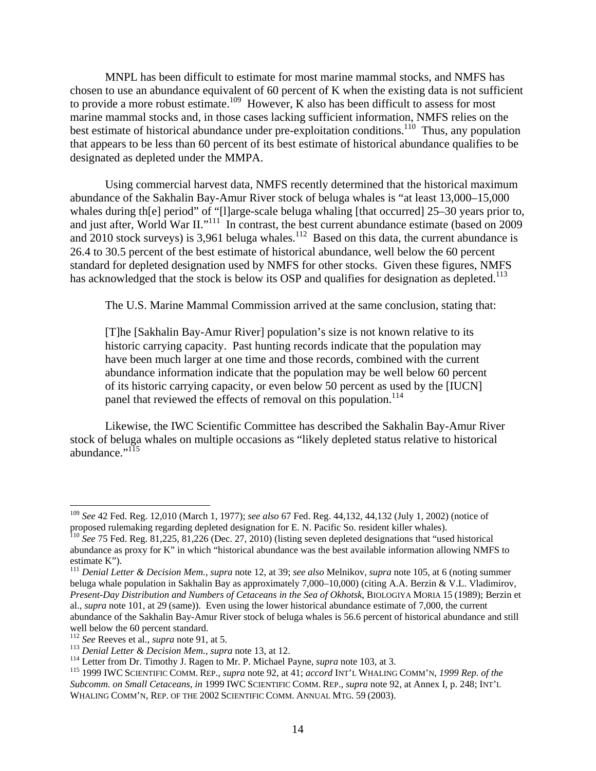MNPL has been difficult to estimate for most marine mammal stocks, and NMFS has chosen to use an abundance equivalent of 60 percent of K when the existing data is not sufficient to provide a more robust estimate.[109] However, K also has been difficult to assess for most marine mammal stocks and, in those cases lacking sufficient information, NMFS relies on the best estimate of historical abundance under pre-exploitation conditions.[110] Thus, any population that appears to be less than 60 percent of its best estimate of historical abundance qualifies to be designated as depleted under the MMPA.

Using commercial harvest data, NMFS recently determined that the historical maximum abundance of the Sakhalin Bay-Amur River stock of beluga whales is "at least 13,000–15,000 whales during th[e] period" of "[l]arge-scale beluga whaling [that occurred] 25–30 years prior to, and just after, World War II."[111] In contrast, the best current abundance estimate (based on 2009 and 2010 stock surveys) is 3,961 beluga whales.[112] Based on this data, the current abundance is 26.4 to 30.5 percent of the best estimate of historical abundance, well below the 60 percent standard for depleted designation used by NMFS for other stocks. Given these figures, NMFS has acknowledged that the stock is below its OSP and qualifies for designation as depleted.[113]

The U.S. Marine Mammal Commission arrived at the same conclusion, stating that:

> [T]he [Sakhalin Bay-Amur River] population's size is not known relative to its historic carrying capacity. Past hunting records indicate that the population may have been much larger at one time and those records, combined with the current abundance information indicate that the population may be well below 60 percent of its historic carrying capacity, or even below 50 percent as used by the [IUCN] panel that reviewed the effects of removal on this population.[114]

Likewise, the IWC Scientific Committee has described the Sakhalin Bay-Amur River stock of beluga whales on multiple occasions as "likely depleted status relative to historical abundance."[115]

---

[109] *See* 42 Fed. Reg. 12,010 (March 1, 1977); *see also* 67 Fed. Reg. 44,132, 44,132 (July 1, 2002) (notice of proposed rulemaking regarding depleted designation for E. N. Pacific So. resident killer whales).

[110] *See* 75 Fed. Reg. 81,225, 81,226 (Dec. 27, 2010) (listing seven depleted designations that "used historical abundance as proxy for K" in which "historical abundance was the best available information allowing NMFS to estimate K").

[111] *Denial Letter & Decision Mem.*, *supra* note 12, at 39; *see also* Melnikov, *supra* note 105, at 6 (noting summer beluga whale population in Sakhalin Bay as approximately 7,000–10,000) (citing A.A. Berzin & V.L. Vladimirov, *Present-Day Distribution and Numbers of Cetaceans in the Sea of Okhotsk*, BIOLOGIYA MORIA 15 (1989); Berzin et al., *supra* note 101, at 29 (same)). Even using the lower historical abundance estimate of 7,000, the current abundance of the Sakhalin Bay-Amur River stock of beluga whales is 56.6 percent of historical abundance and still well below the 60 percent standard.

[112] *See* Reeves et al., *supra* note 91, at 5.

[113] *Denial Letter & Decision Mem.*, *supra* note 13, at 12.

[114] Letter from Dr. Timothy J. Ragen to Mr. P. Michael Payne, *supra* note 103, at 3.

[115] 1999 IWC SCIENTIFIC COMM. REP., *supra* note 92, at 41; *accord* INT'L WHALING COMM'N, *1999 Rep. of the Subcomm. on Small Cetaceans*, *in* 1999 IWC SCIENTIFIC COMM. REP., *supra* note 92, at Annex I, p. 248; INT'L WHALING COMM'N, REP. OF THE 2002 SCIENTIFIC COMM. ANNUAL MTG. 59 (2003).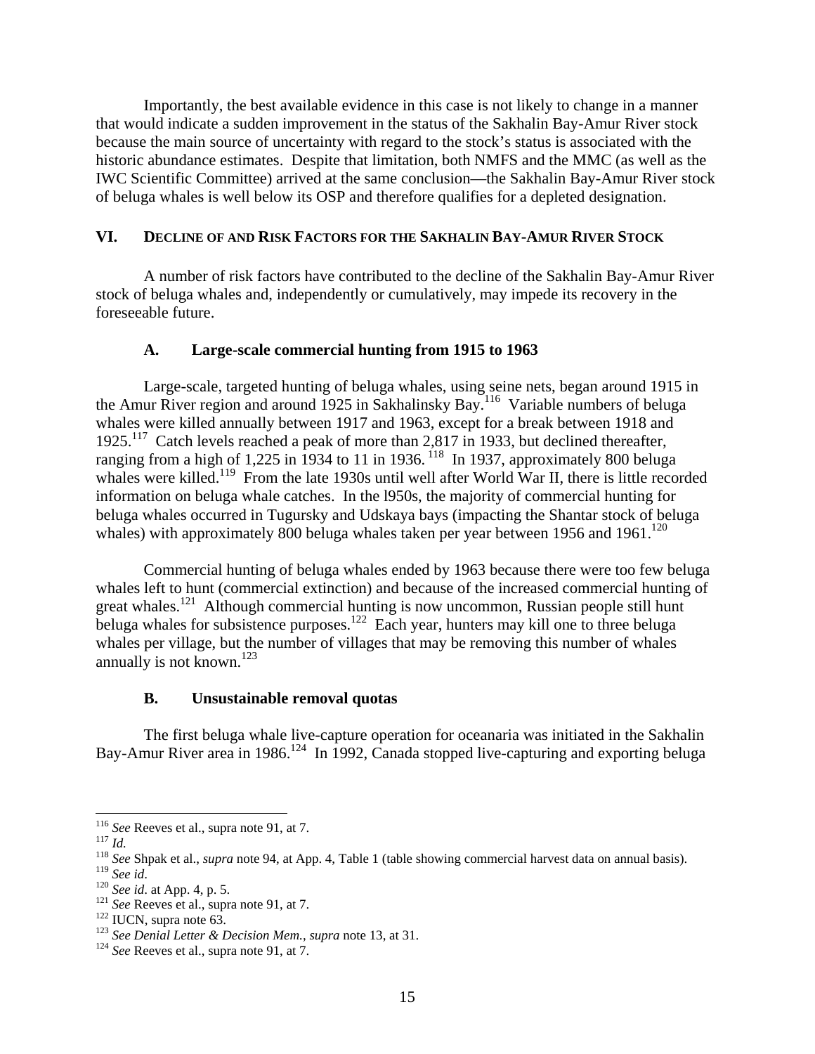Importantly, the best available evidence in this case is not likely to change in a manner that would indicate a sudden improvement in the status of the Sakhalin Bay-Amur River stock because the main source of uncertainty with regard to the stock's status is associated with the historic abundance estimates. Despite that limitation, both NMFS and the MMC (as well as the IWC Scientific Committee) arrived at the same conclusion—the Sakhalin Bay-Amur River stock of beluga whales is well below its OSP and therefore qualifies for a depleted designation.

## VI. DECLINE OF AND RISK FACTORS FOR THE SAKHALIN BAY-AMUR RIVER STOCK

A number of risk factors have contributed to the decline of the Sakhalin Bay-Amur River stock of beluga whales and, independently or cumulatively, may impede its recovery in the foreseeable future.

### A. Large-scale commercial hunting from 1915 to 1963

Large-scale, targeted hunting of beluga whales, using seine nets, began around 1915 in the Amur River region and around 1925 in Sakhalinsky Bay.[116] Variable numbers of beluga whales were killed annually between 1917 and 1963, except for a break between 1918 and 1925.[117] Catch levels reached a peak of more than 2,817 in 1933, but declined thereafter, ranging from a high of 1,225 in 1934 to 11 in 1936.[118] In 1937, approximately 800 beluga whales were killed.[119] From the late 1930s until well after World War II, there is little recorded information on beluga whale catches. In the l950s, the majority of commercial hunting for beluga whales occurred in Tugursky and Udskaya bays (impacting the Shantar stock of beluga whales) with approximately 800 beluga whales taken per year between 1956 and 1961.[120]

Commercial hunting of beluga whales ended by 1963 because there were too few beluga whales left to hunt (commercial extinction) and because of the increased commercial hunting of great whales.[121] Although commercial hunting is now uncommon, Russian people still hunt beluga whales for subsistence purposes.[122] Each year, hunters may kill one to three beluga whales per village, but the number of villages that may be removing this number of whales annually is not known.[123]

### B. Unsustainable removal quotas

The first beluga whale live-capture operation for oceanaria was initiated in the Sakhalin Bay-Amur River area in 1986.[124] In 1992, Canada stopped live-capturing and exporting beluga

---

[116] *See* Reeves et al., supra note 91, at 7.

[117] *Id.*

[118] *See* Shpak et al., *supra* note 94, at App. 4, Table 1 (table showing commercial harvest data on annual basis).

[119] *See id*.

[120] *See id*. at App. 4, p. 5.

[121] *See* Reeves et al., supra note 91, at 7.

[122] IUCN, supra note 63.

[123] *See Denial Letter & Decision Mem.*, *supra* note 13, at 31.

[124] *See* Reeves et al., supra note 91, at 7.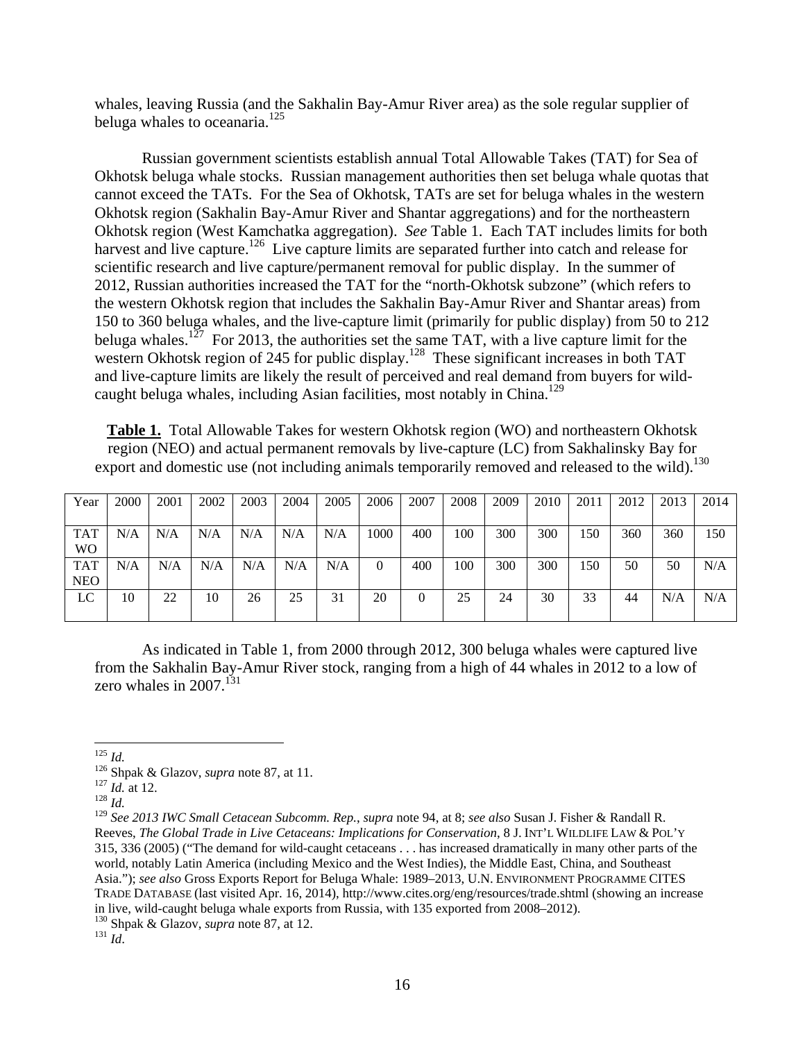whales, leaving Russia (and the Sakhalin Bay-Amur River area) as the sole regular supplier of beluga whales to oceanaria.[125]

Russian government scientists establish annual Total Allowable Takes (TAT) for Sea of Okhotsk beluga whale stocks. Russian management authorities then set beluga whale quotas that cannot exceed the TATs. For the Sea of Okhotsk, TATs are set for beluga whales in the western Okhotsk region (Sakhalin Bay-Amur River and Shantar aggregations) and for the northeastern Okhotsk region (West Kamchatka aggregation). *See* Table 1. Each TAT includes limits for both harvest and live capture.[126] Live capture limits are separated further into catch and release for scientific research and live capture/permanent removal for public display. In the summer of 2012, Russian authorities increased the TAT for the "north-Okhotsk subzone" (which refers to the western Okhotsk region that includes the Sakhalin Bay-Amur River and Shantar areas) from 150 to 360 beluga whales, and the live-capture limit (primarily for public display) from 50 to 212 beluga whales.[127] For 2013, the authorities set the same TAT, with a live capture limit for the western Okhotsk region of 245 for public display.[128] These significant increases in both TAT and live-capture limits are likely the result of perceived and real demand from buyers for wild-caught beluga whales, including Asian facilities, most notably in China.[129]

**Table 1.** Total Allowable Takes for western Okhotsk region (WO) and northeastern Okhotsk region (NEO) and actual permanent removals by live-capture (LC) from Sakhalinsky Bay for export and domestic use (not including animals temporarily removed and released to the wild).[130]

| Year | 2000 | 2001 | 2002 | 2003 | 2004 | 2005 | 2006 | 2007 | 2008 | 2009 | 2010 | 2011 | 2012 | 2013 | 2014 |
|---|---|---|---|---|---|---|---|---|---|---|---|---|---|---|---|
| TAT WO | N/A | N/A | N/A | N/A | N/A | N/A | 1000 | 400 | 100 | 300 | 300 | 150 | 360 | 360 | 150 |
| TAT NEO | N/A | N/A | N/A | N/A | N/A | N/A | 0 | 400 | 100 | 300 | 300 | 150 | 50 | 50 | N/A |
| LC | 10 | 22 | 10 | 26 | 25 | 31 | 20 | 0 | 25 | 24 | 30 | 33 | 44 | N/A | N/A |

As indicated in Table 1, from 2000 through 2012, 300 beluga whales were captured live from the Sakhalin Bay-Amur River stock, ranging from a high of 44 whales in 2012 to a low of zero whales in 2007.[131]

---

[125] *Id.*

[126] Shpak & Glazov, *supra* note 87, at 11.

[127] *Id.* at 12.

[128] *Id.*

[129] *See 2013 IWC Small Cetacean Subcomm. Rep.*, *supra* note 94, at 8; *see also* Susan J. Fisher & Randall R. Reeves, *The Global Trade in Live Cetaceans: Implications for Conservation*, 8 J. INT'L WILDLIFE LAW & POL'Y 315, 336 (2005) ("The demand for wild-caught cetaceans . . . has increased dramatically in many other parts of the world, notably Latin America (including Mexico and the West Indies), the Middle East, China, and Southeast Asia."); *see also* Gross Exports Report for Beluga Whale: 1989–2013, U.N. ENVIRONMENT PROGRAMME CITES TRADE DATABASE (last visited Apr. 16, 2014), http://www.cites.org/eng/resources/trade.shtml (showing an increase in live, wild-caught beluga whale exports from Russia, with 135 exported from 2008–2012).

[130] Shpak & Glazov, *supra* note 87, at 12.

[131] *Id*.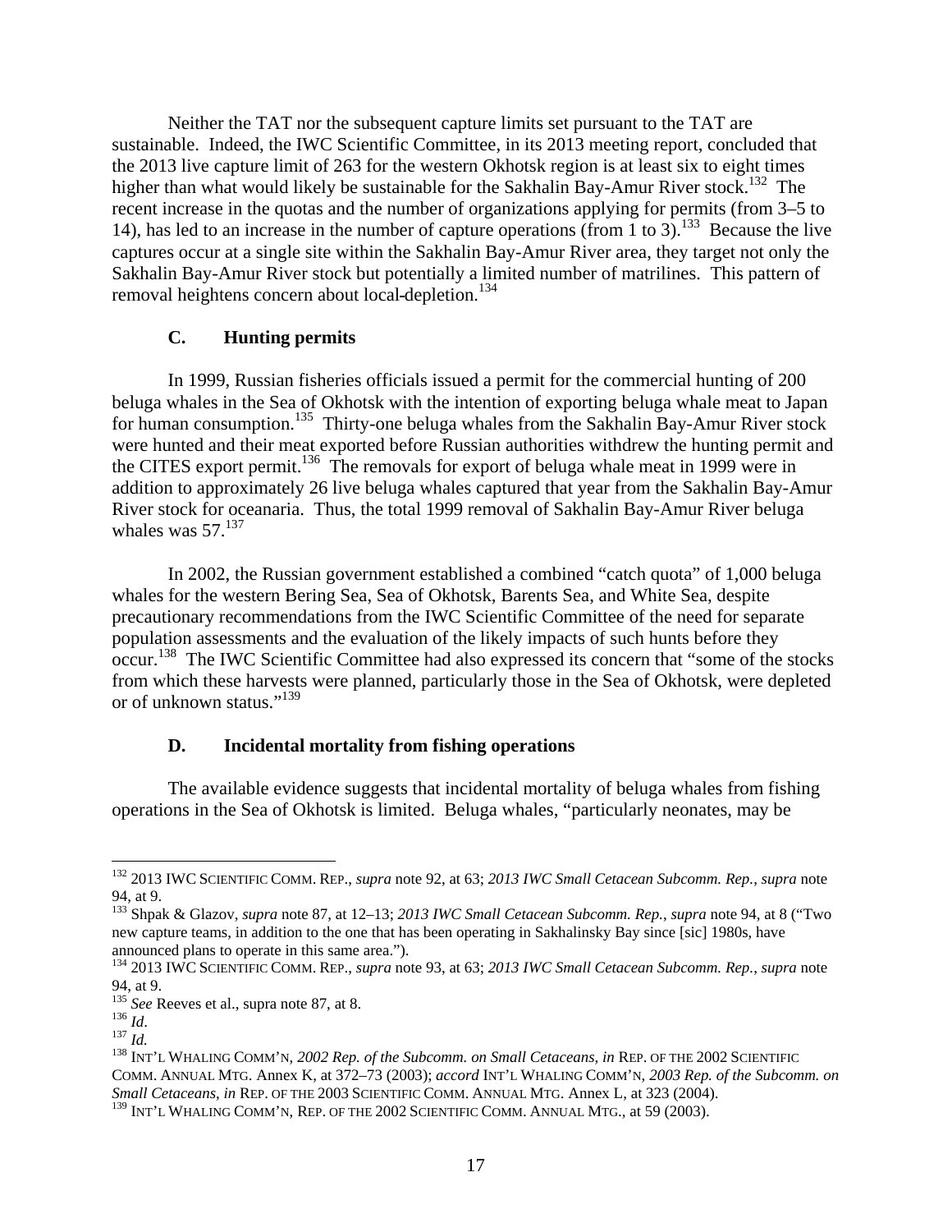Neither the TAT nor the subsequent capture limits set pursuant to the TAT are sustainable. Indeed, the IWC Scientific Committee, in its 2013 meeting report, concluded that the 2013 live capture limit of 263 for the western Okhotsk region is at least six to eight times higher than what would likely be sustainable for the Sakhalin Bay-Amur River stock.[132] The recent increase in the quotas and the number of organizations applying for permits (from 3–5 to 14), has led to an increase in the number of capture operations (from 1 to 3).[133] Because the live captures occur at a single site within the Sakhalin Bay-Amur River area, they target not only the Sakhalin Bay-Amur River stock but potentially a limited number of matrilines. This pattern of removal heightens concern about local-depletion.[134]

### C. Hunting permits

In 1999, Russian fisheries officials issued a permit for the commercial hunting of 200 beluga whales in the Sea of Okhotsk with the intention of exporting beluga whale meat to Japan for human consumption.[135] Thirty-one beluga whales from the Sakhalin Bay-Amur River stock were hunted and their meat exported before Russian authorities withdrew the hunting permit and the CITES export permit.[136] The removals for export of beluga whale meat in 1999 were in addition to approximately 26 live beluga whales captured that year from the Sakhalin Bay-Amur River stock for oceanaria. Thus, the total 1999 removal of Sakhalin Bay-Amur River beluga whales was 57.[137]

In 2002, the Russian government established a combined "catch quota" of 1,000 beluga whales for the western Bering Sea, Sea of Okhotsk, Barents Sea, and White Sea, despite precautionary recommendations from the IWC Scientific Committee of the need for separate population assessments and the evaluation of the likely impacts of such hunts before they occur.[138] The IWC Scientific Committee had also expressed its concern that "some of the stocks from which these harvests were planned, particularly those in the Sea of Okhotsk, were depleted or of unknown status."[139]

### D. Incidental mortality from fishing operations

The available evidence suggests that incidental mortality of beluga whales from fishing operations in the Sea of Okhotsk is limited. Beluga whales, "particularly neonates, may be

---

[132] 2013 IWC SCIENTIFIC COMM. REP., *supra* note 92, at 63; *2013 IWC Small Cetacean Subcomm. Rep.*, *supra* note 94, at 9.

[133] Shpak & Glazov, *supra* note 87, at 12–13; *2013 IWC Small Cetacean Subcomm. Rep.*, *supra* note 94, at 8 ("Two new capture teams, in addition to the one that has been operating in Sakhalinsky Bay since [sic] 1980s, have announced plans to operate in this same area.").

[134] 2013 IWC SCIENTIFIC COMM. REP., *supra* note 93, at 63; *2013 IWC Small Cetacean Subcomm. Rep.*, *supra* note 94, at 9.

[135] *See* Reeves et al., supra note 87, at 8.

[136] *Id*.

[137] *Id.*

[138] INT'L WHALING COMM'N, *2002 Rep. of the Subcomm. on Small Cetaceans*, *in* REP. OF THE 2002 SCIENTIFIC COMM. ANNUAL MTG. Annex K, at 372–73 (2003); *accord* INT'L WHALING COMM'N, *2003 Rep. of the Subcomm. on Small Cetaceans*, *in* REP. OF THE 2003 SCIENTIFIC COMM. ANNUAL MTG. Annex L, at 323 (2004).

[139] INT'L WHALING COMM'N, REP. OF THE 2002 SCIENTIFIC COMM. ANNUAL MTG., at 59 (2003).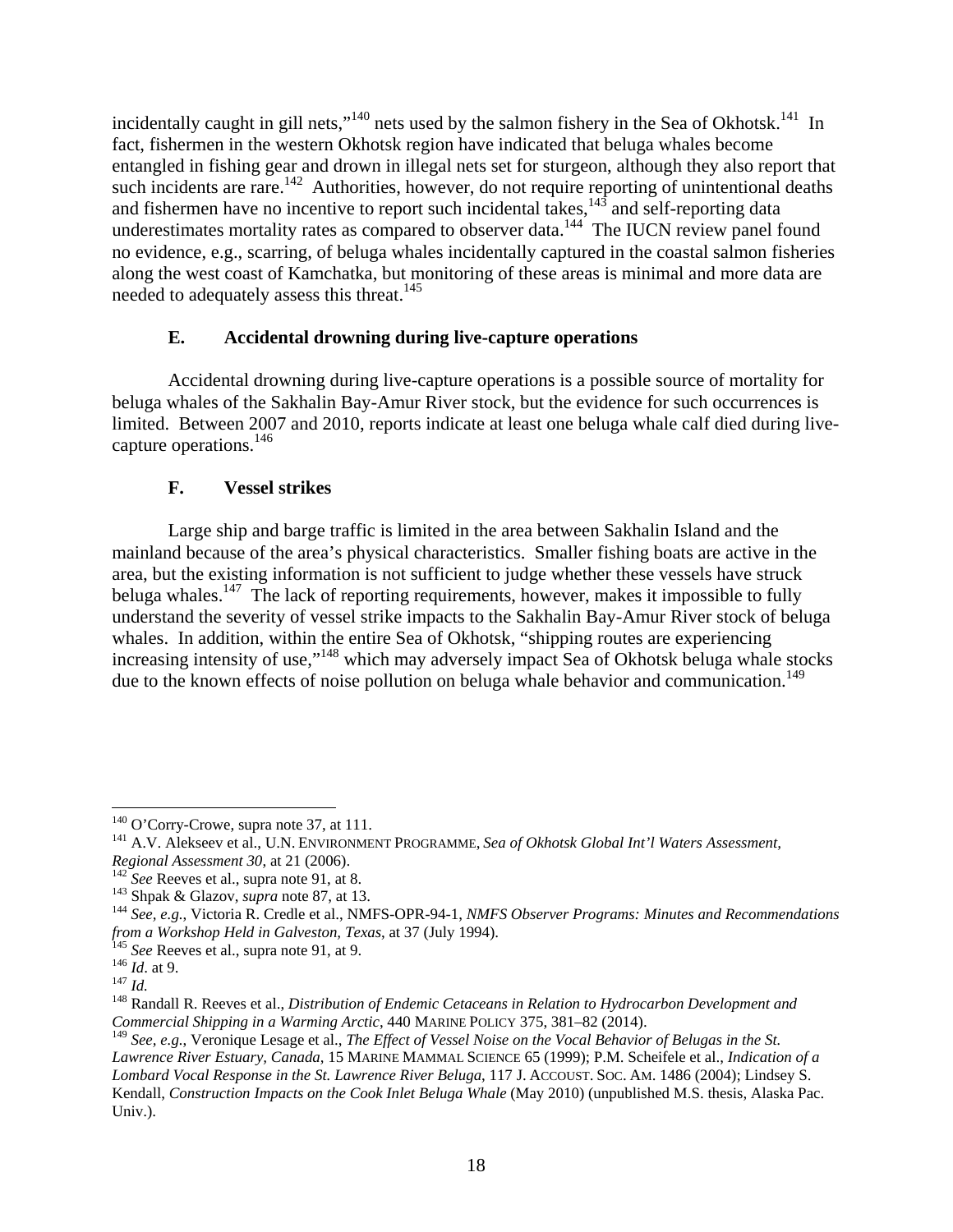incidentally caught in gill nets,"[140] nets used by the salmon fishery in the Sea of Okhotsk.[141] In fact, fishermen in the western Okhotsk region have indicated that beluga whales become entangled in fishing gear and drown in illegal nets set for sturgeon, although they also report that such incidents are rare.[142] Authorities, however, do not require reporting of unintentional deaths and fishermen have no incentive to report such incidental takes,[143] and self-reporting data underestimates mortality rates as compared to observer data.[144] The IUCN review panel found no evidence, e.g., scarring, of beluga whales incidentally captured in the coastal salmon fisheries along the west coast of Kamchatka, but monitoring of these areas is minimal and more data are needed to adequately assess this threat.[145]

### E. Accidental drowning during live-capture operations

Accidental drowning during live-capture operations is a possible source of mortality for beluga whales of the Sakhalin Bay-Amur River stock, but the evidence for such occurrences is limited. Between 2007 and 2010, reports indicate at least one beluga whale calf died during live-capture operations.[146]

### F. Vessel strikes

Large ship and barge traffic is limited in the area between Sakhalin Island and the mainland because of the area's physical characteristics. Smaller fishing boats are active in the area, but the existing information is not sufficient to judge whether these vessels have struck beluga whales.[147] The lack of reporting requirements, however, makes it impossible to fully understand the severity of vessel strike impacts to the Sakhalin Bay-Amur River stock of beluga whales. In addition, within the entire Sea of Okhotsk, "shipping routes are experiencing increasing intensity of use,"[148] which may adversely impact Sea of Okhotsk beluga whale stocks due to the known effects of noise pollution on beluga whale behavior and communication.[149]

---

[140] O'Corry-Crowe, supra note 37, at 111.

[141] A.V. Alekseev et al., U.N. ENVIRONMENT PROGRAMME, *Sea of Okhotsk Global Int'l Waters Assessment, Regional Assessment 30*, at 21 (2006).

[142] *See* Reeves et al., supra note 91, at 8.

[143] Shpak & Glazov, *supra* note 87, at 13.

[144] *See, e.g.*, Victoria R. Credle et al., NMFS-OPR-94-1, *NMFS Observer Programs: Minutes and Recommendations from a Workshop Held in Galveston, Texas*, at 37 (July 1994).

[145] *See* Reeves et al., supra note 91, at 9.

[146] *Id*. at 9.

[147] *Id.*

[148] Randall R. Reeves et al., *Distribution of Endemic Cetaceans in Relation to Hydrocarbon Development and Commercial Shipping in a Warming Arctic*, 440 MARINE POLICY 375, 381–82 (2014).

[149] *See, e.g.*, Veronique Lesage et al., *The Effect of Vessel Noise on the Vocal Behavior of Belugas in the St. Lawrence River Estuary, Canada*, 15 MARINE MAMMAL SCIENCE 65 (1999); P.M. Scheifele et al., *Indication of a Lombard Vocal Response in the St. Lawrence River Beluga*, 117 J. ACCOUST. SOC. AM. 1486 (2004); Lindsey S. Kendall, *Construction Impacts on the Cook Inlet Beluga Whale* (May 2010) (unpublished M.S. thesis, Alaska Pac. Univ.).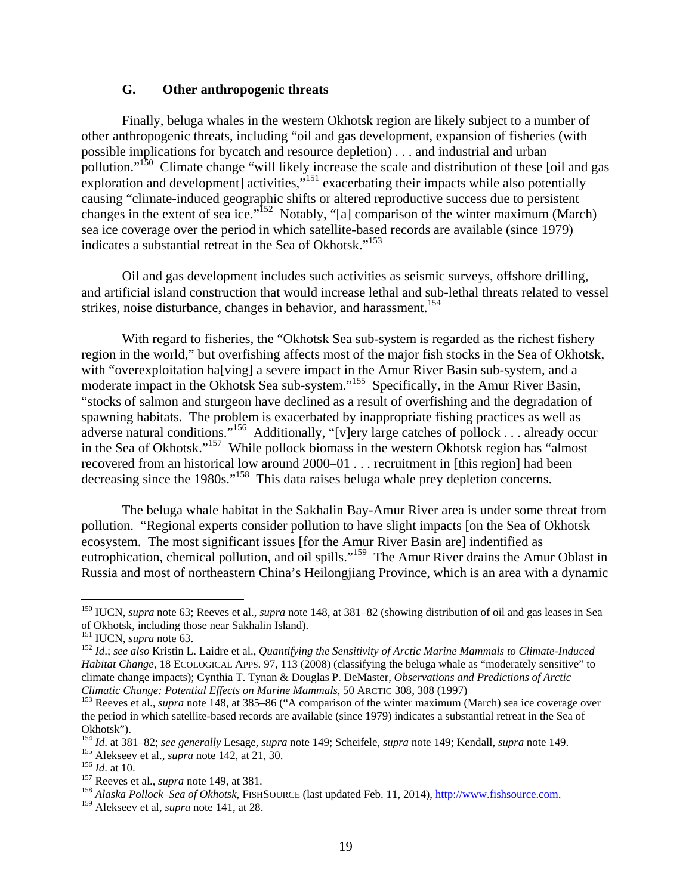### G. Other anthropogenic threats

Finally, beluga whales in the western Okhotsk region are likely subject to a number of other anthropogenic threats, including "oil and gas development, expansion of fisheries (with possible implications for bycatch and resource depletion) . . . and industrial and urban pollution."[150] Climate change "will likely increase the scale and distribution of these [oil and gas exploration and development] activities,"[151] exacerbating their impacts while also potentially causing "climate-induced geographic shifts or altered reproductive success due to persistent changes in the extent of sea ice."[152] Notably, "[a] comparison of the winter maximum (March) sea ice coverage over the period in which satellite-based records are available (since 1979) indicates a substantial retreat in the Sea of Okhotsk."[153]

Oil and gas development includes such activities as seismic surveys, offshore drilling, and artificial island construction that would increase lethal and sub-lethal threats related to vessel strikes, noise disturbance, changes in behavior, and harassment.[154]

With regard to fisheries, the "Okhotsk Sea sub-system is regarded as the richest fishery region in the world," but overfishing affects most of the major fish stocks in the Sea of Okhotsk, with "overexploitation ha[ving] a severe impact in the Amur River Basin sub-system, and a moderate impact in the Okhotsk Sea sub-system."[155] Specifically, in the Amur River Basin, "stocks of salmon and sturgeon have declined as a result of overfishing and the degradation of spawning habitats. The problem is exacerbated by inappropriate fishing practices as well as adverse natural conditions."[156] Additionally, "[v]ery large catches of pollock . . . already occur in the Sea of Okhotsk."[157] While pollock biomass in the western Okhotsk region has "almost recovered from an historical low around 2000–01 . . . recruitment in [this region] had been decreasing since the 1980s."[158] This data raises beluga whale prey depletion concerns.

The beluga whale habitat in the Sakhalin Bay-Amur River area is under some threat from pollution. "Regional experts consider pollution to have slight impacts [on the Sea of Okhotsk ecosystem. The most significant issues [for the Amur River Basin are] indentified as eutrophication, chemical pollution, and oil spills."[159] The Amur River drains the Amur Oblast in Russia and most of northeastern China's Heilongjiang Province, which is an area with a dynamic

---

[150] IUCN, *supra* note 63; Reeves et al., *supra* note 148, at 381–82 (showing distribution of oil and gas leases in Sea of Okhotsk, including those near Sakhalin Island).

[151] IUCN, *supra* note 63.

[152] *Id*.; *see also* Kristin L. Laidre et al., *Quantifying the Sensitivity of Arctic Marine Mammals to Climate-Induced Habitat Change*, 18 ECOLOGICAL APPS. 97, 113 (2008) (classifying the beluga whale as "moderately sensitive" to climate change impacts); Cynthia T. Tynan & Douglas P. DeMaster, *Observations and Predictions of Arctic Climatic Change: Potential Effects on Marine Mammals*, 50 ARCTIC 308, 308 (1997)

[153] Reeves et al., *supra* note 148, at 385–86 ("A comparison of the winter maximum (March) sea ice coverage over the period in which satellite-based records are available (since 1979) indicates a substantial retreat in the Sea of Okhotsk").

[154] *Id*. at 381–82; *see generally* Lesage, *supra* note 149; Scheifele, *supra* note 149; Kendall, *supra* note 149.

[155] Alekseev et al., *supra* note 142, at 21, 30.

[156] *Id*. at 10.

[157] Reeves et al., *supra* note 149, at 381.

[158] *Alaska Pollock–Sea of Okhotsk*, FISHSOURCE (last updated Feb. 11, 2014), http://www.fishsource.com.

[159] Alekseev et al, *supra* note 141, at 28.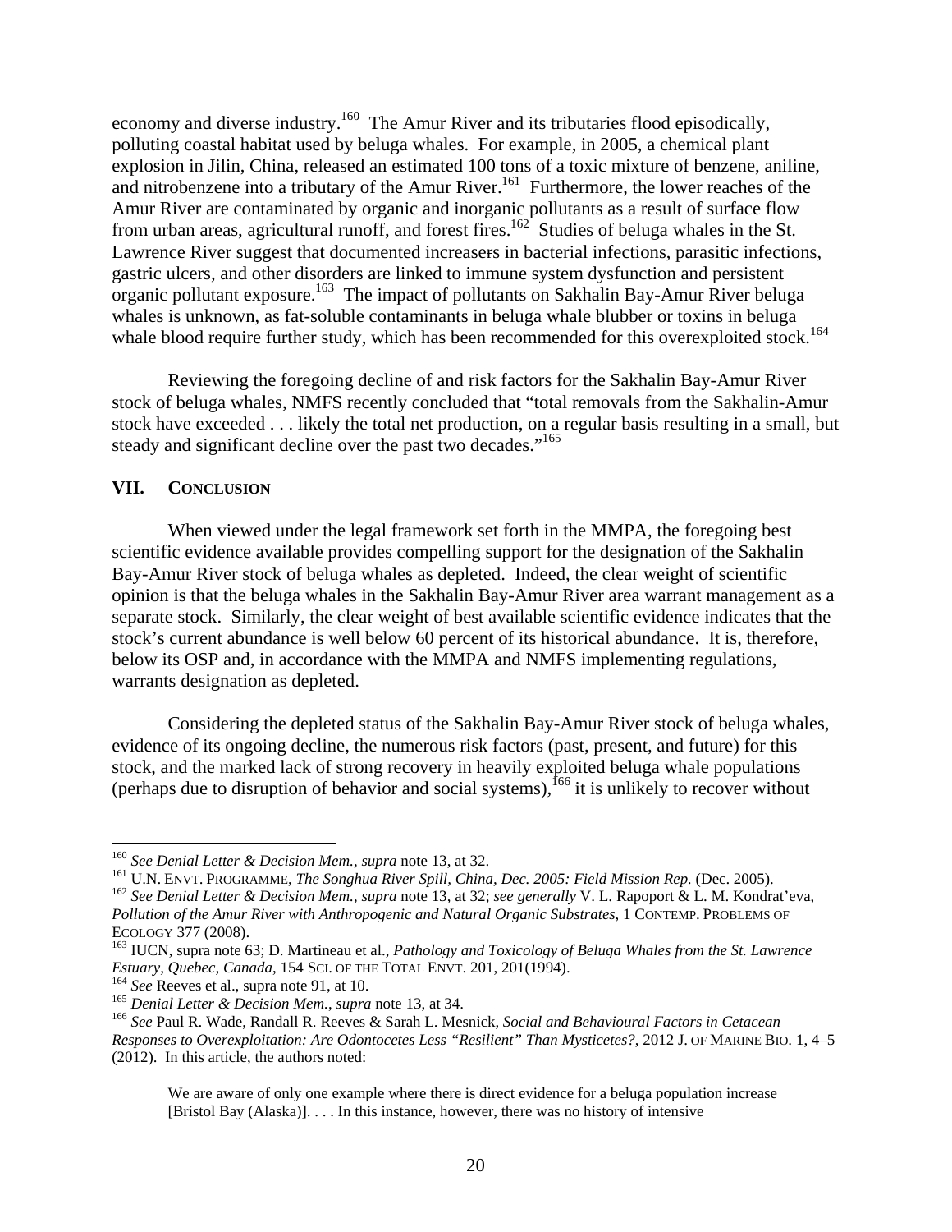economy and diverse industry.[160] The Amur River and its tributaries flood episodically, polluting coastal habitat used by beluga whales. For example, in 2005, a chemical plant explosion in Jilin, China, released an estimated 100 tons of a toxic mixture of benzene, aniline, and nitrobenzene into a tributary of the Amur River.[161] Furthermore, the lower reaches of the Amur River are contaminated by organic and inorganic pollutants as a result of surface flow from urban areas, agricultural runoff, and forest fires.[162] Studies of beluga whales in the St. Lawrence River suggest that documented increasers in bacterial infections, parasitic infections, gastric ulcers, and other disorders are linked to immune system dysfunction and persistent organic pollutant exposure.[163] The impact of pollutants on Sakhalin Bay-Amur River beluga whales is unknown, as fat-soluble contaminants in beluga whale blubber or toxins in beluga whale blood require further study, which has been recommended for this overexploited stock.[164]

Reviewing the foregoing decline of and risk factors for the Sakhalin Bay-Amur River stock of beluga whales, NMFS recently concluded that "total removals from the Sakhalin-Amur stock have exceeded . . . likely the total net production, on a regular basis resulting in a small, but steady and significant decline over the past two decades."[165]

## VII. Conclusion

When viewed under the legal framework set forth in the MMPA, the foregoing best scientific evidence available provides compelling support for the designation of the Sakhalin Bay-Amur River stock of beluga whales as depleted. Indeed, the clear weight of scientific opinion is that the beluga whales in the Sakhalin Bay-Amur River area warrant management as a separate stock. Similarly, the clear weight of best available scientific evidence indicates that the stock's current abundance is well below 60 percent of its historical abundance. It is, therefore, below its OSP and, in accordance with the MMPA and NMFS implementing regulations, warrants designation as depleted.

Considering the depleted status of the Sakhalin Bay-Amur River stock of beluga whales, evidence of its ongoing decline, the numerous risk factors (past, present, and future) for this stock, and the marked lack of strong recovery in heavily exploited beluga whale populations (perhaps due to disruption of behavior and social systems),[166] it is unlikely to recover without

---

[160] *See Denial Letter & Decision Mem.*, *supra* note 13, at 32.

[161] U.N. Envt. Programme, *The Songhua River Spill, China, Dec. 2005: Field Mission Rep.* (Dec. 2005).

[162] *See Denial Letter & Decision Mem.*, *supra* note 13, at 32; *see generally* V. L. Rapoport & L. M. Kondrat'eva, *Pollution of the Amur River with Anthropogenic and Natural Organic Substrates*, 1 Contemp. Problems of Ecology 377 (2008).

[163] IUCN, supra note 63; D. Martineau et al., *Pathology and Toxicology of Beluga Whales from the St. Lawrence Estuary, Quebec, Canada*, 154 Sci. of the Total Envt. 201, 201(1994).

[164] *See* Reeves et al., supra note 91, at 10.

[165] *Denial Letter & Decision Mem.*, *supra* note 13, at 34.

[166] *See* Paul R. Wade, Randall R. Reeves & Sarah L. Mesnick, *Social and Behavioural Factors in Cetacean Responses to Overexploitation: Are Odontocetes Less "Resilient" Than Mysticetes?*, 2012 J. of Marine Bio. 1, 4–5 (2012). In this article, the authors noted:

> We are aware of only one example where there is direct evidence for a beluga population increase [Bristol Bay (Alaska)]. . . . In this instance, however, there was no history of intensive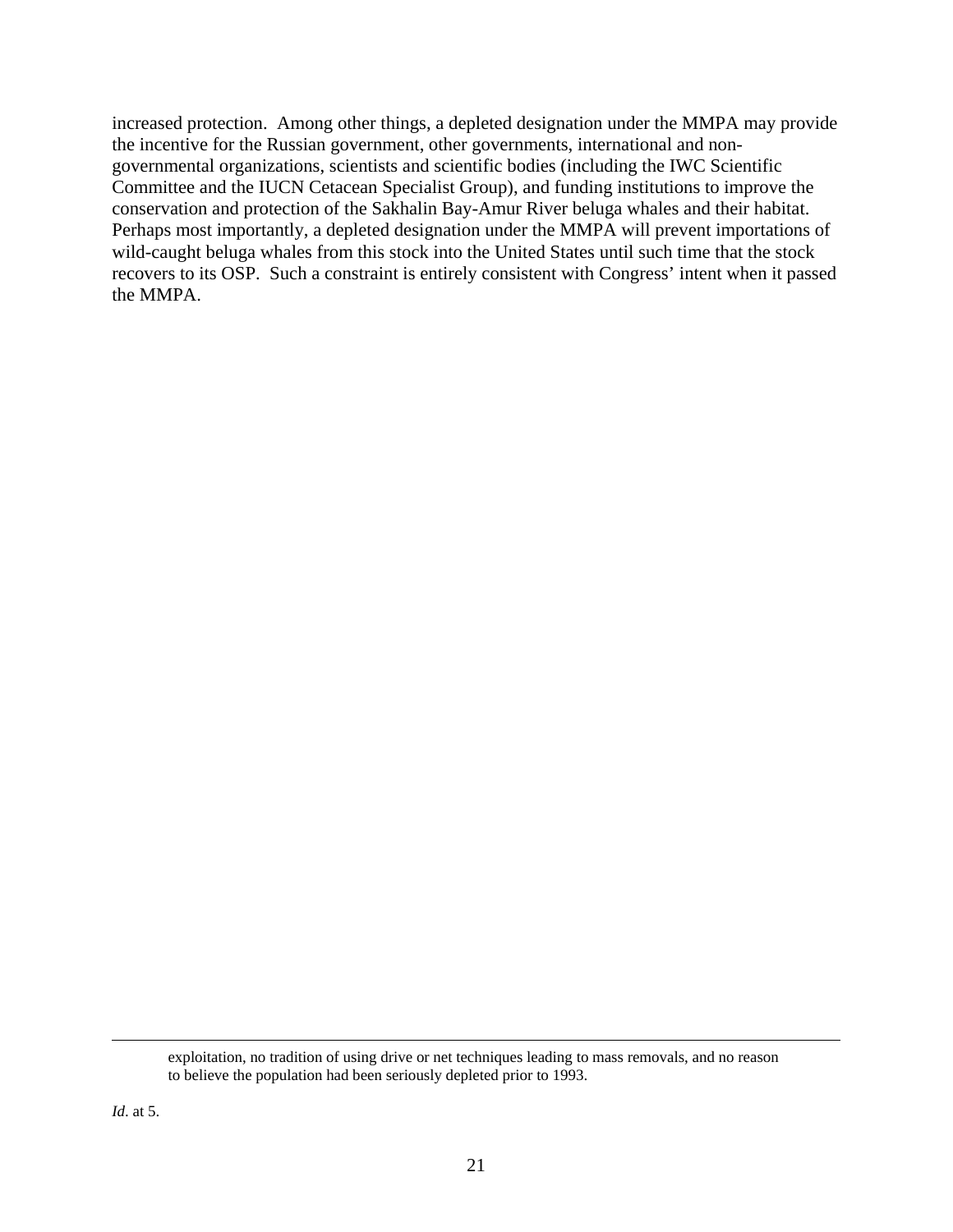increased protection. Among other things, a depleted designation under the MMPA may provide the incentive for the Russian government, other governments, international and non-governmental organizations, scientists and scientific bodies (including the IWC Scientific Committee and the IUCN Cetacean Specialist Group), and funding institutions to improve the conservation and protection of the Sakhalin Bay-Amur River beluga whales and their habitat. Perhaps most importantly, a depleted designation under the MMPA will prevent importations of wild-caught beluga whales from this stock into the United States until such time that the stock recovers to its OSP. Such a constraint is entirely consistent with Congress' intent when it passed the MMPA.

---

> exploitation, no tradition of using drive or net techniques leading to mass removals, and no reason to believe the population had been seriously depleted prior to 1993.

*Id*. at 5.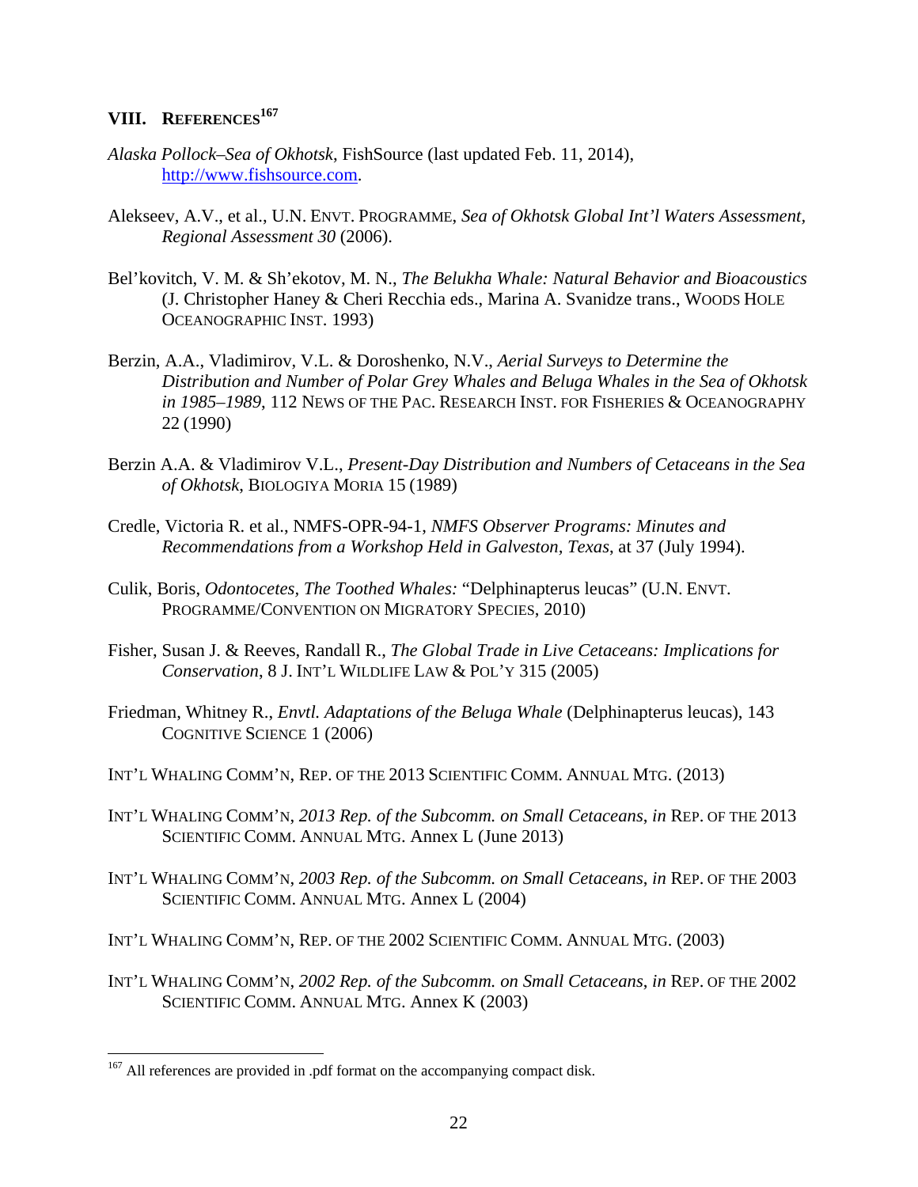## VIII. REFERENCES[167]

*Alaska Pollock–Sea of Okhotsk*, FishSource (last updated Feb. 11, 2014), http://www.fishsource.com.

Alekseev, A.V., et al., U.N. ENVT. PROGRAMME, *Sea of Okhotsk Global Int'l Waters Assessment, Regional Assessment 30* (2006).

Bel'kovitch, V. M. & Sh'ekotov, M. N., *The Belukha Whale: Natural Behavior and Bioacoustics* (J. Christopher Haney & Cheri Recchia eds., Marina A. Svanidze trans., WOODS HOLE OCEANOGRAPHIC INST. 1993)

Berzin, A.A., Vladimirov, V.L. & Doroshenko, N.V., *Aerial Surveys to Determine the Distribution and Number of Polar Grey Whales and Beluga Whales in the Sea of Okhotsk in 1985–1989*, 112 NEWS OF THE PAC. RESEARCH INST. FOR FISHERIES & OCEANOGRAPHY 22 (1990)

Berzin A.A. & Vladimirov V.L., *Present-Day Distribution and Numbers of Cetaceans in the Sea of Okhotsk*, BIOLOGIYA MORIA 15 (1989)

Credle, Victoria R. et al., NMFS-OPR-94-1, *NMFS Observer Programs: Minutes and Recommendations from a Workshop Held in Galveston, Texas*, at 37 (July 1994).

Culik, Boris, *Odontocetes, The Toothed Whales:* "Delphinapterus leucas" (U.N. ENVT. PROGRAMME/CONVENTION ON MIGRATORY SPECIES, 2010)

Fisher, Susan J. & Reeves, Randall R., *The Global Trade in Live Cetaceans: Implications for Conservation*, 8 J. INT'L WILDLIFE LAW & POL'Y 315 (2005)

Friedman, Whitney R., *Envtl. Adaptations of the Beluga Whale* (Delphinapterus leucas), 143 COGNITIVE SCIENCE 1 (2006)

INT'L WHALING COMM'N, REP. OF THE 2013 SCIENTIFIC COMM. ANNUAL MTG. (2013)

INT'L WHALING COMM'N, *2013 Rep. of the Subcomm. on Small Cetaceans*, *in* REP. OF THE 2013 SCIENTIFIC COMM. ANNUAL MTG. Annex L (June 2013)

INT'L WHALING COMM'N, *2003 Rep. of the Subcomm. on Small Cetaceans*, *in* REP. OF THE 2003 SCIENTIFIC COMM. ANNUAL MTG. Annex L (2004)

INT'L WHALING COMM'N, REP. OF THE 2002 SCIENTIFIC COMM. ANNUAL MTG. (2003)

INT'L WHALING COMM'N, *2002 Rep. of the Subcomm. on Small Cetaceans*, *in* REP. OF THE 2002 SCIENTIFIC COMM. ANNUAL MTG. Annex K (2003)

[167] All references are provided in .pdf format on the accompanying compact disk.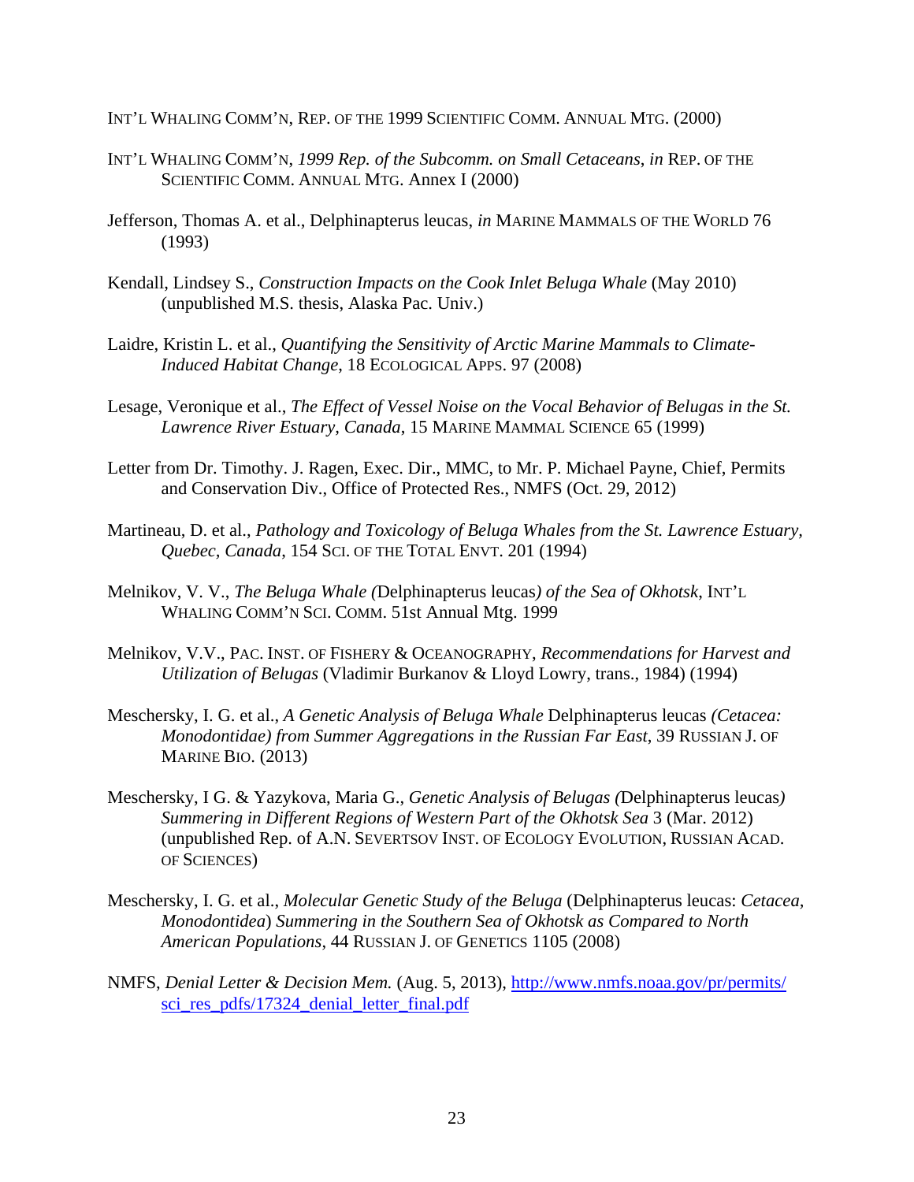INT'L WHALING COMM'N, REP. OF THE 1999 SCIENTIFIC COMM. ANNUAL MTG. (2000)

INT'L WHALING COMM'N, *1999 Rep. of the Subcomm. on Small Cetaceans*, *in* REP. OF THE SCIENTIFIC COMM. ANNUAL MTG. Annex I (2000)

Jefferson, Thomas A. et al., Delphinapterus leucas, *in* MARINE MAMMALS OF THE WORLD 76 (1993)

Kendall, Lindsey S., *Construction Impacts on the Cook Inlet Beluga Whale* (May 2010) (unpublished M.S. thesis, Alaska Pac. Univ.)

Laidre, Kristin L. et al., *Quantifying the Sensitivity of Arctic Marine Mammals to Climate-Induced Habitat Change*, 18 ECOLOGICAL APPS. 97 (2008)

Lesage, Veronique et al., *The Effect of Vessel Noise on the Vocal Behavior of Belugas in the St. Lawrence River Estuary, Canada*, 15 MARINE MAMMAL SCIENCE 65 (1999)

Letter from Dr. Timothy. J. Ragen, Exec. Dir., MMC, to Mr. P. Michael Payne, Chief, Permits and Conservation Div., Office of Protected Res., NMFS (Oct. 29, 2012)

Martineau, D. et al., *Pathology and Toxicology of Beluga Whales from the St. Lawrence Estuary, Quebec, Canada*, 154 SCI. OF THE TOTAL ENVT. 201 (1994)

Melnikov, V. V., *The Beluga Whale (*Delphinapterus leucas*) of the Sea of Okhotsk*, INT'L WHALING COMM'N SCI. COMM. 51st Annual Mtg. 1999

Melnikov, V.V., PAC. INST. OF FISHERY & OCEANOGRAPHY, *Recommendations for Harvest and Utilization of Belugas* (Vladimir Burkanov & Lloyd Lowry, trans., 1984) (1994)

Meschersky, I. G. et al., *A Genetic Analysis of Beluga Whale* Delphinapterus leucas *(Cetacea: Monodontidae) from Summer Aggregations in the Russian Far East*, 39 RUSSIAN J. OF MARINE BIO. (2013)

Meschersky, I G. & Yazykova, Maria G., *Genetic Analysis of Belugas (*Delphinapterus leucas*) Summering in Different Regions of Western Part of the Okhotsk Sea* 3 (Mar. 2012) (unpublished Rep. of A.N. SEVERTSOV INST. OF ECOLOGY EVOLUTION, RUSSIAN ACAD. OF SCIENCES)

Meschersky, I. G. et al., *Molecular Genetic Study of the Beluga* (Delphinapterus leucas: *Cetacea, Monodontidea*) *Summering in the Southern Sea of Okhotsk as Compared to North American Populations*, 44 RUSSIAN J. OF GENETICS 1105 (2008)

NMFS, *Denial Letter & Decision Mem.* (Aug. 5, 2013), http://www.nmfs.noaa.gov/pr/permits/sci_res_pdfs/17324_denial_letter_final.pdf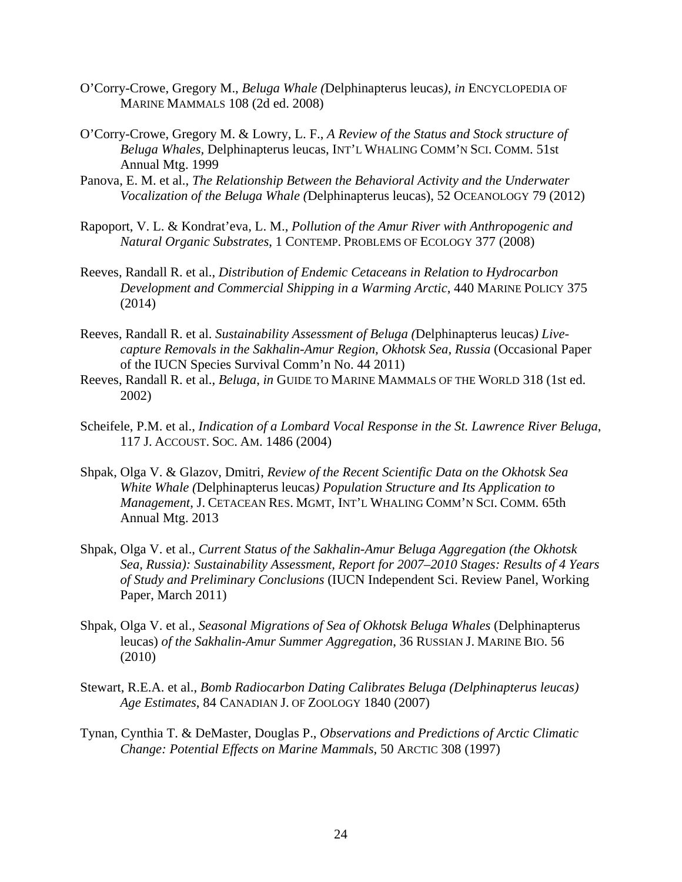O'Corry-Crowe, Gregory M., *Beluga Whale (*Delphinapterus leucas*)*, *in* ENCYCLOPEDIA OF MARINE MAMMALS 108 (2d ed. 2008)

O'Corry-Crowe, Gregory M. & Lowry, L. F., *A Review of the Status and Stock structure of Beluga Whales*, Delphinapterus leucas, INT'L WHALING COMM'N SCI. COMM. 51st Annual Mtg. 1999

Panova, E. M. et al., *The Relationship Between the Behavioral Activity and the Underwater Vocalization of the Beluga Whale (*Delphinapterus leucas), 52 OCEANOLOGY 79 (2012)

Rapoport, V. L. & Kondrat'eva, L. M., *Pollution of the Amur River with Anthropogenic and Natural Organic Substrates*, 1 CONTEMP. PROBLEMS OF ECOLOGY 377 (2008)

Reeves, Randall R. et al., *Distribution of Endemic Cetaceans in Relation to Hydrocarbon Development and Commercial Shipping in a Warming Arctic*, 440 MARINE POLICY 375 (2014)

Reeves, Randall R. et al. *Sustainability Assessment of Beluga (*Delphinapterus leucas*) Live-capture Removals in the Sakhalin-Amur Region, Okhotsk Sea, Russia* (Occasional Paper of the IUCN Species Survival Comm'n No. 44 2011)

Reeves, Randall R. et al., *Beluga*, *in* GUIDE TO MARINE MAMMALS OF THE WORLD 318 (1st ed. 2002)

Scheifele, P.M. et al., *Indication of a Lombard Vocal Response in the St. Lawrence River Beluga*, 117 J. ACCOUST. SOC. AM. 1486 (2004)

Shpak, Olga V. & Glazov, Dmitri, *Review of the Recent Scientific Data on the Okhotsk Sea White Whale (*Delphinapterus leucas*) Population Structure and Its Application to Management*, J. CETACEAN RES. MGMT, INT'L WHALING COMM'N SCI. COMM. 65th Annual Mtg. 2013

Shpak, Olga V. et al., *Current Status of the Sakhalin-Amur Beluga Aggregation (the Okhotsk Sea, Russia): Sustainability Assessment, Report for 2007–2010 Stages: Results of 4 Years of Study and Preliminary Conclusions* (IUCN Independent Sci. Review Panel, Working Paper, March 2011)

Shpak, Olga V. et al., *Seasonal Migrations of Sea of Okhotsk Beluga Whales* (Delphinapterus leucas) *of the Sakhalin-Amur Summer Aggregation*, 36 RUSSIAN J. MARINE BIO. 56 (2010)

Stewart, R.E.A. et al., *Bomb Radiocarbon Dating Calibrates Beluga (Delphinapterus leucas) Age Estimates*, 84 CANADIAN J. OF ZOOLOGY 1840 (2007)

Tynan, Cynthia T. & DeMaster, Douglas P., *Observations and Predictions of Arctic Climatic Change: Potential Effects on Marine Mammals*, 50 ARCTIC 308 (1997)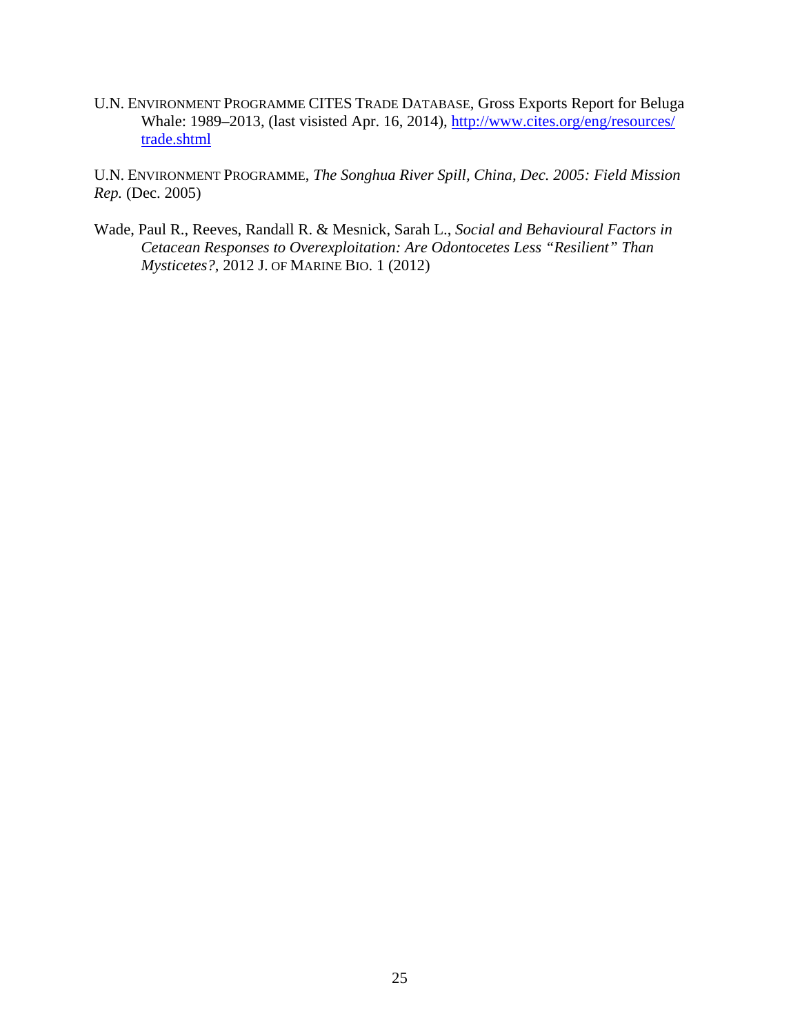U.N. ENVIRONMENT PROGRAMME CITES TRADE DATABASE, Gross Exports Report for Beluga Whale: 1989–2013, (last visisted Apr. 16, 2014), [http://www.cites.org/eng/resources/trade.shtml](http://www.cites.org/eng/resources/trade.shtml)

U.N. ENVIRONMENT PROGRAMME, *The Songhua River Spill, China, Dec. 2005: Field Mission Rep.* (Dec. 2005)

Wade, Paul R., Reeves, Randall R. & Mesnick, Sarah L., *Social and Behavioural Factors in Cetacean Responses to Overexploitation: Are Odontocetes Less "Resilient" Than Mysticetes?*, 2012 J. OF MARINE BIO. 1 (2012)